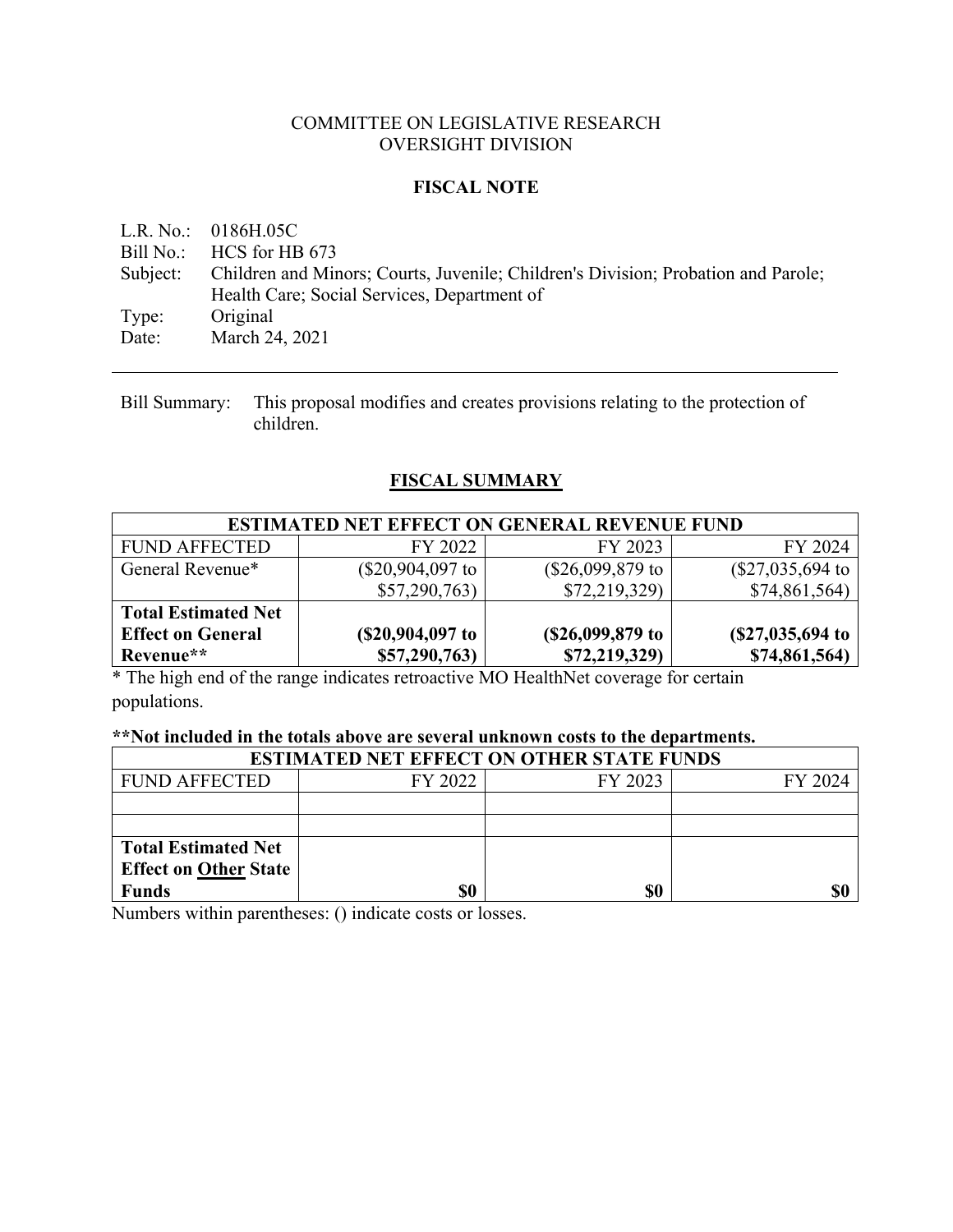COMMITTEE ON LEGISLATIVE RESEARCH
OVERSIGHT DIVISION

## FISCAL NOTE

L.R. No.: 0186H.05C
Bill No.: HCS for HB 673
Subject: Children and Minors; Courts, Juvenile; Children's Division; Probation and Parole; Health Care; Social Services, Department of
Type: Original
Date: March 24, 2021

---

Bill Summary: This proposal modifies and creates provisions relating to the protection of children.

## FISCAL SUMMARY

| ESTIMATED NET EFFECT ON GENERAL REVENUE FUND | | | |
|---|---|---|---|
| FUND AFFECTED | FY 2022 | FY 2023 | FY 2024 |
| General Revenue* | ($20,904,097 to $57,290,763) | ($26,099,879 to $72,219,329) | ($27,035,694 to $74,861,564) |
| **Total Estimated Net Effect on General Revenue**** | **($20,904,097 to $57,290,763)** | **($26,099,879 to $72,219,329)** | **($27,035,694 to $74,861,564)** |

* The high end of the range indicates retroactive MO HealthNet coverage for certain populations.

**\*\*Not included in the totals above are several unknown costs to the departments.**

| ESTIMATED NET EFFECT ON OTHER STATE FUNDS | | | |
|---|---|---|---|
| FUND AFFECTED | FY 2022 | FY 2023 | FY 2024 |
| | | | |
| | | | |
| **Total Estimated Net Effect on <u>Other</u> State Funds** | **$0** | **$0** | **$0** |

Numbers within parentheses: () indicate costs or losses.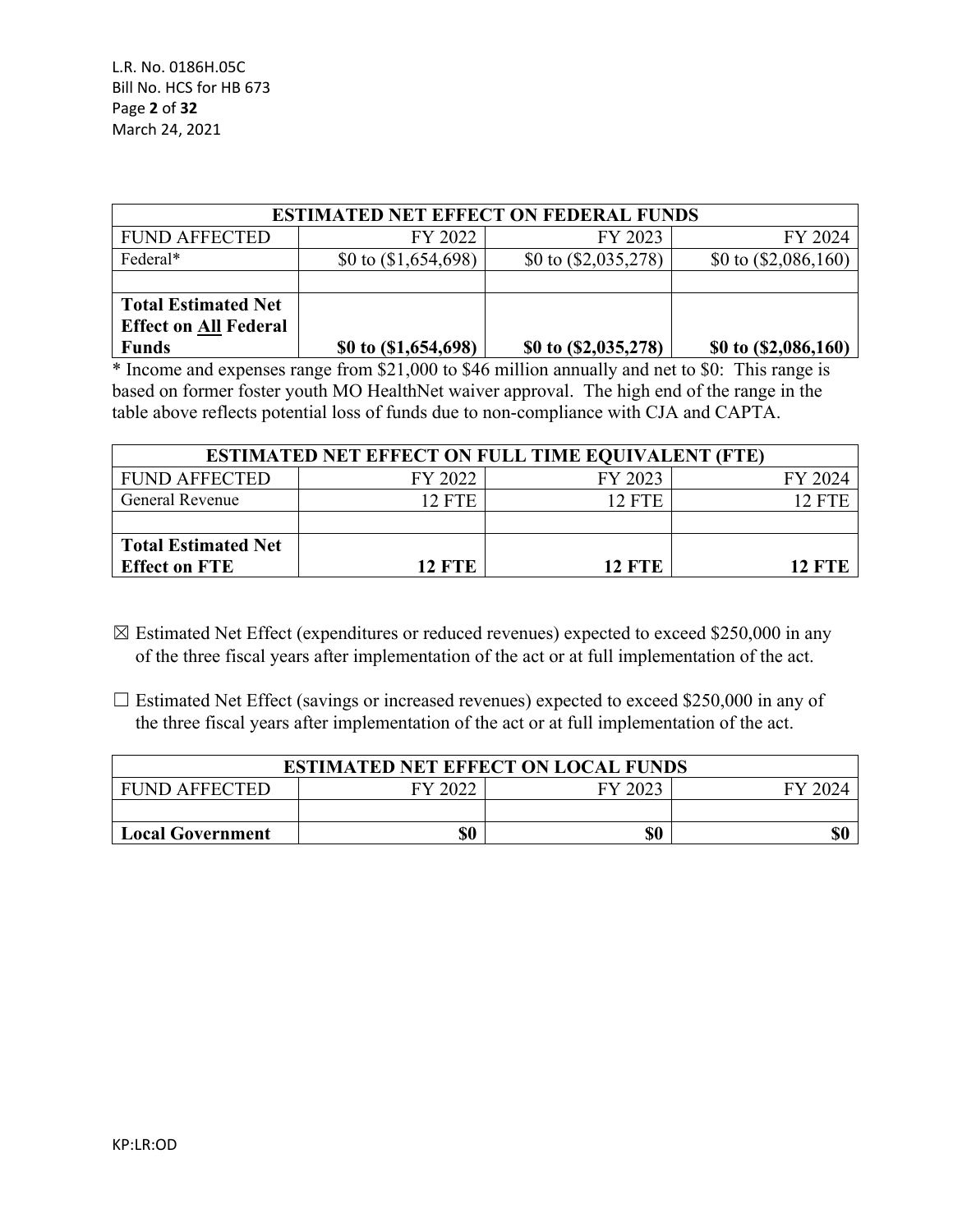| ESTIMATED NET EFFECT ON FEDERAL FUNDS | | | |
|---|---|---|---|
| FUND AFFECTED | FY 2022 | FY 2023 | FY 2024 |
| Federal* | $0 to ($1,654,698) | $0 to ($2,035,278) | $0 to ($2,086,160) |
| | | | |
| **Total Estimated Net Effect on All Federal Funds** | **$0 to ($1,654,698)** | **$0 to ($2,035,278)** | **$0 to ($2,086,160)** |

* Income and expenses range from $21,000 to $46 million annually and net to $0: This range is based on former foster youth MO HealthNet waiver approval. The high end of the range in the table above reflects potential loss of funds due to non-compliance with CJA and CAPTA.

| ESTIMATED NET EFFECT ON FULL TIME EQUIVALENT (FTE) | | | |
|---|---|---|---|
| FUND AFFECTED | FY 2022 | FY 2023 | FY 2024 |
| General Revenue | 12 FTE | 12 FTE | 12 FTE |
| | | | |
| **Total Estimated Net Effect on FTE** | **12 FTE** | **12 FTE** | **12 FTE** |

☒ Estimated Net Effect (expenditures or reduced revenues) expected to exceed $250,000 in any of the three fiscal years after implementation of the act or at full implementation of the act.

☐ Estimated Net Effect (savings or increased revenues) expected to exceed $250,000 in any of the three fiscal years after implementation of the act or at full implementation of the act.

| ESTIMATED NET EFFECT ON LOCAL FUNDS | | | |
|---|---|---|---|
| FUND AFFECTED | FY 2022 | FY 2023 | FY 2024 |
| | | | |
| **Local Government** | **$0** | **$0** | **$0** |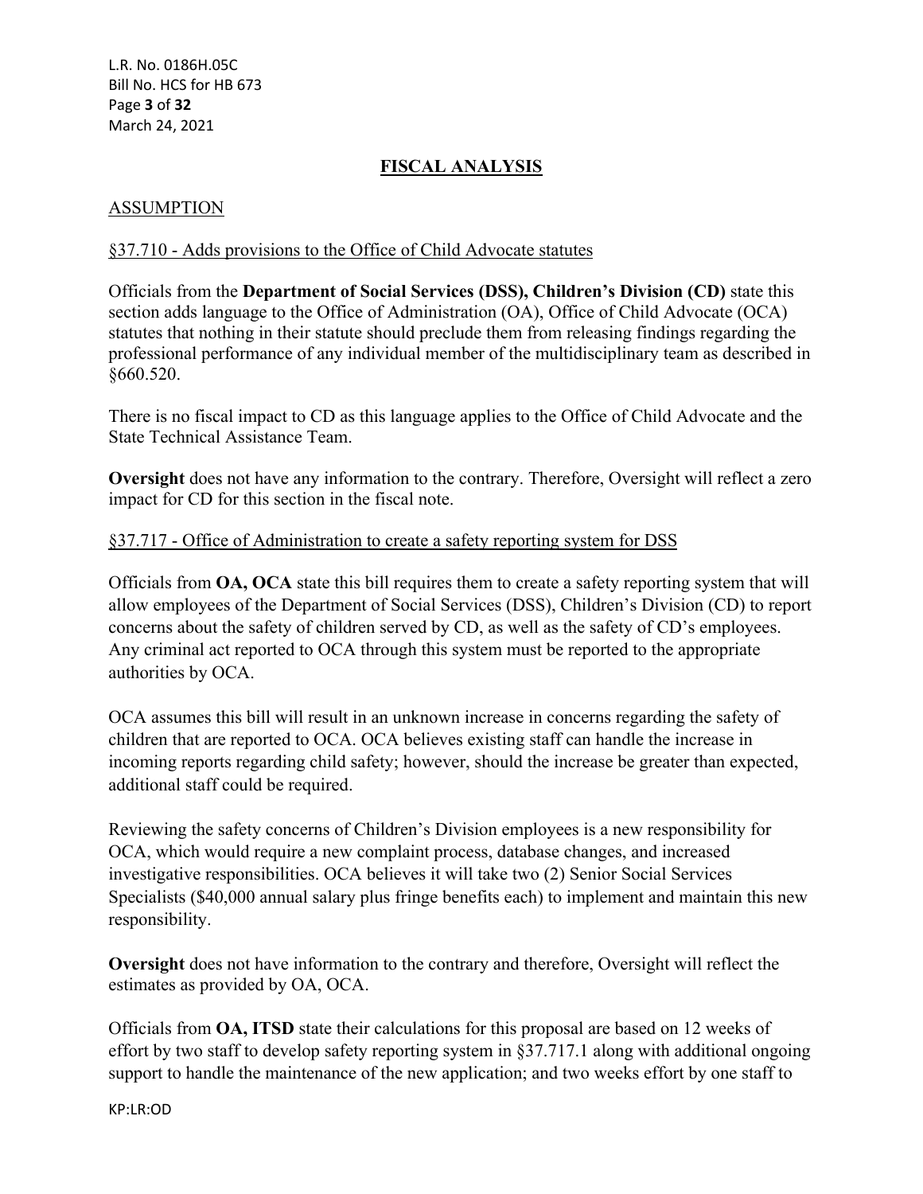## FISCAL ANALYSIS

### ASSUMPTION

§37.710 - Adds provisions to the Office of Child Advocate statutes

Officials from the **Department of Social Services (DSS), Children's Division (CD)** state this section adds language to the Office of Administration (OA), Office of Child Advocate (OCA) statutes that nothing in their statute should preclude them from releasing findings regarding the professional performance of any individual member of the multidisciplinary team as described in §660.520.

There is no fiscal impact to CD as this language applies to the Office of Child Advocate and the State Technical Assistance Team.

**Oversight** does not have any information to the contrary. Therefore, Oversight will reflect a zero impact for CD for this section in the fiscal note.

§37.717 - Office of Administration to create a safety reporting system for DSS

Officials from **OA, OCA** state this bill requires them to create a safety reporting system that will allow employees of the Department of Social Services (DSS), Children's Division (CD) to report concerns about the safety of children served by CD, as well as the safety of CD's employees. Any criminal act reported to OCA through this system must be reported to the appropriate authorities by OCA.

OCA assumes this bill will result in an unknown increase in concerns regarding the safety of children that are reported to OCA. OCA believes existing staff can handle the increase in incoming reports regarding child safety; however, should the increase be greater than expected, additional staff could be required.

Reviewing the safety concerns of Children's Division employees is a new responsibility for OCA, which would require a new complaint process, database changes, and increased investigative responsibilities. OCA believes it will take two (2) Senior Social Services Specialists ($40,000 annual salary plus fringe benefits each) to implement and maintain this new responsibility.

**Oversight** does not have information to the contrary and therefore, Oversight will reflect the estimates as provided by OA, OCA.

Officials from **OA, ITSD** state their calculations for this proposal are based on 12 weeks of effort by two staff to develop safety reporting system in §37.717.1 along with additional ongoing support to handle the maintenance of the new application; and two weeks effort by one staff to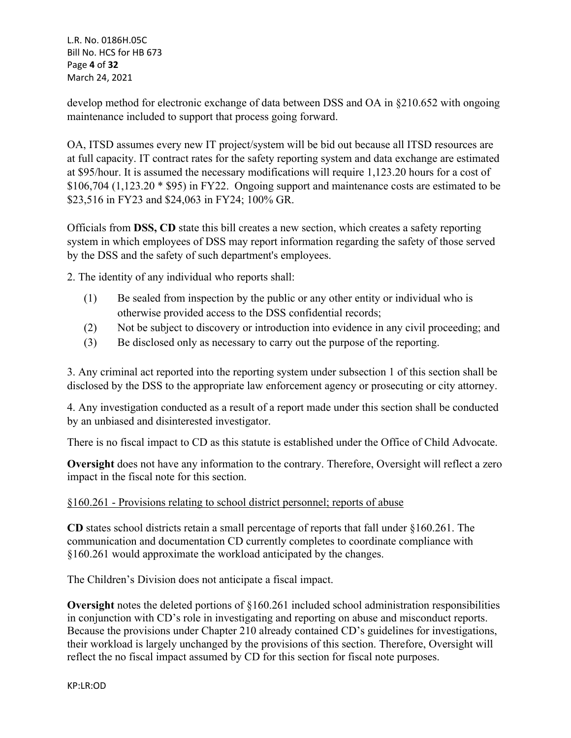develop method for electronic exchange of data between DSS and OA in §210.652 with ongoing maintenance included to support that process going forward.

OA, ITSD assumes every new IT project/system will be bid out because all ITSD resources are at full capacity. IT contract rates for the safety reporting system and data exchange are estimated at $95/hour. It is assumed the necessary modifications will require 1,123.20 hours for a cost of $106,704 (1,123.20 * $95) in FY22. Ongoing support and maintenance costs are estimated to be $23,516 in FY23 and $24,063 in FY24; 100% GR.

Officials from **DSS, CD** state this bill creates a new section, which creates a safety reporting system in which employees of DSS may report information regarding the safety of those served by the DSS and the safety of such department's employees.

2. The identity of any individual who reports shall:

(1) Be sealed from inspection by the public or any other entity or individual who is otherwise provided access to the DSS confidential records;
(2) Not be subject to discovery or introduction into evidence in any civil proceeding; and
(3) Be disclosed only as necessary to carry out the purpose of the reporting.

3. Any criminal act reported into the reporting system under subsection 1 of this section shall be disclosed by the DSS to the appropriate law enforcement agency or prosecuting or city attorney.

4. Any investigation conducted as a result of a report made under this section shall be conducted by an unbiased and disinterested investigator.

There is no fiscal impact to CD as this statute is established under the Office of Child Advocate.

**Oversight** does not have any information to the contrary. Therefore, Oversight will reflect a zero impact in the fiscal note for this section.

<u>§160.261 - Provisions relating to school district personnel; reports of abuse</u>

**CD** states school districts retain a small percentage of reports that fall under §160.261. The communication and documentation CD currently completes to coordinate compliance with §160.261 would approximate the workload anticipated by the changes.

The Children's Division does not anticipate a fiscal impact.

**Oversight** notes the deleted portions of §160.261 included school administration responsibilities in conjunction with CD's role in investigating and reporting on abuse and misconduct reports. Because the provisions under Chapter 210 already contained CD's guidelines for investigations, their workload is largely unchanged by the provisions of this section. Therefore, Oversight will reflect the no fiscal impact assumed by CD for this section for fiscal note purposes.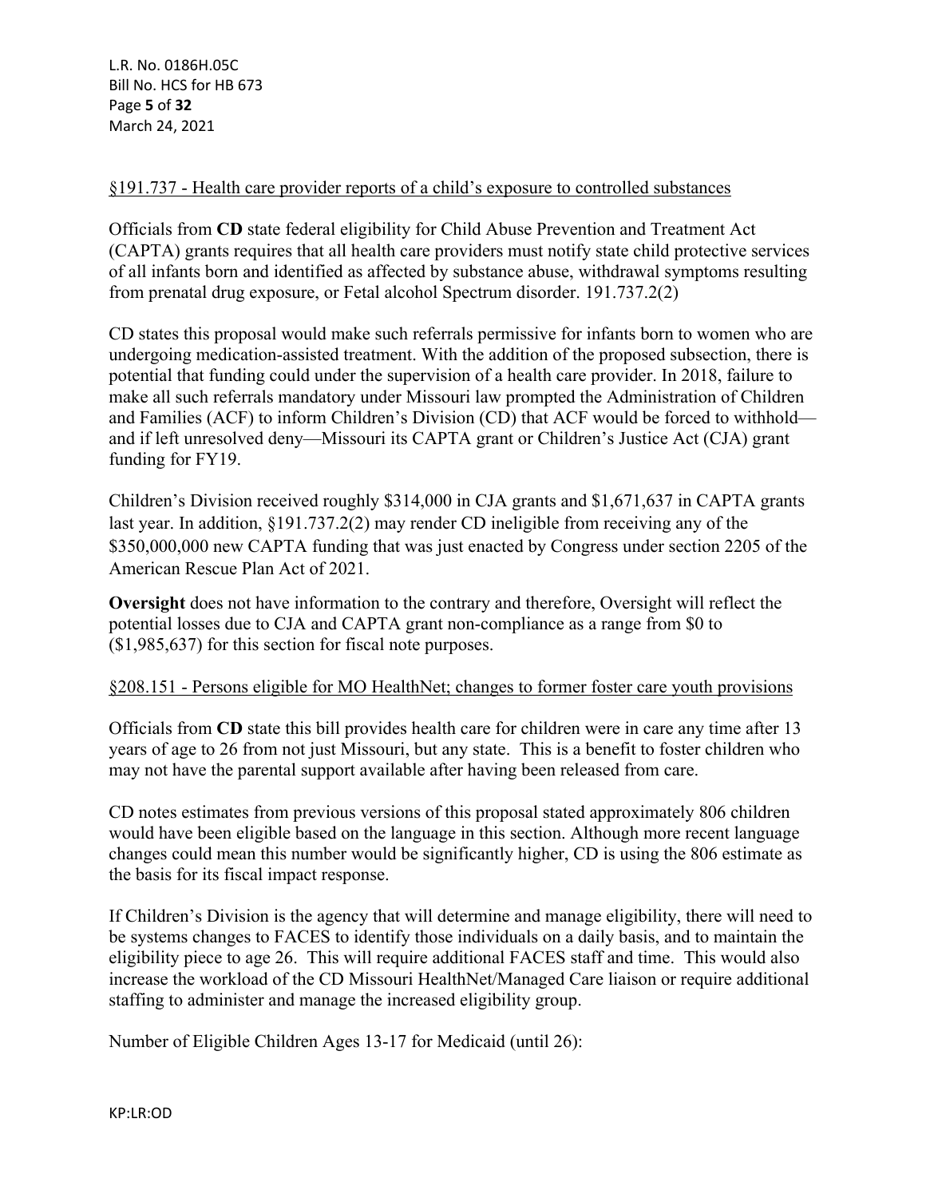§191.737 - Health care provider reports of a child's exposure to controlled substances

Officials from **CD** state federal eligibility for Child Abuse Prevention and Treatment Act (CAPTA) grants requires that all health care providers must notify state child protective services of all infants born and identified as affected by substance abuse, withdrawal symptoms resulting from prenatal drug exposure, or Fetal alcohol Spectrum disorder. 191.737.2(2)

CD states this proposal would make such referrals permissive for infants born to women who are undergoing medication-assisted treatment. With the addition of the proposed subsection, there is potential that funding could under the supervision of a health care provider. In 2018, failure to make all such referrals mandatory under Missouri law prompted the Administration of Children and Families (ACF) to inform Children's Division (CD) that ACF would be forced to withhold—and if left unresolved deny—Missouri its CAPTA grant or Children's Justice Act (CJA) grant funding for FY19.

Children's Division received roughly $314,000 in CJA grants and $1,671,637 in CAPTA grants last year. In addition, §191.737.2(2) may render CD ineligible from receiving any of the $350,000,000 new CAPTA funding that was just enacted by Congress under section 2205 of the American Rescue Plan Act of 2021.

**Oversight** does not have information to the contrary and therefore, Oversight will reflect the potential losses due to CJA and CAPTA grant non-compliance as a range from $0 to ($1,985,637) for this section for fiscal note purposes.

§208.151 - Persons eligible for MO HealthNet; changes to former foster care youth provisions

Officials from **CD** state this bill provides health care for children were in care any time after 13 years of age to 26 from not just Missouri, but any state. This is a benefit to foster children who may not have the parental support available after having been released from care.

CD notes estimates from previous versions of this proposal stated approximately 806 children would have been eligible based on the language in this section. Although more recent language changes could mean this number would be significantly higher, CD is using the 806 estimate as the basis for its fiscal impact response.

If Children's Division is the agency that will determine and manage eligibility, there will need to be systems changes to FACES to identify those individuals on a daily basis, and to maintain the eligibility piece to age 26. This will require additional FACES staff and time. This would also increase the workload of the CD Missouri HealthNet/Managed Care liaison or require additional staffing to administer and manage the increased eligibility group.

Number of Eligible Children Ages 13-17 for Medicaid (until 26):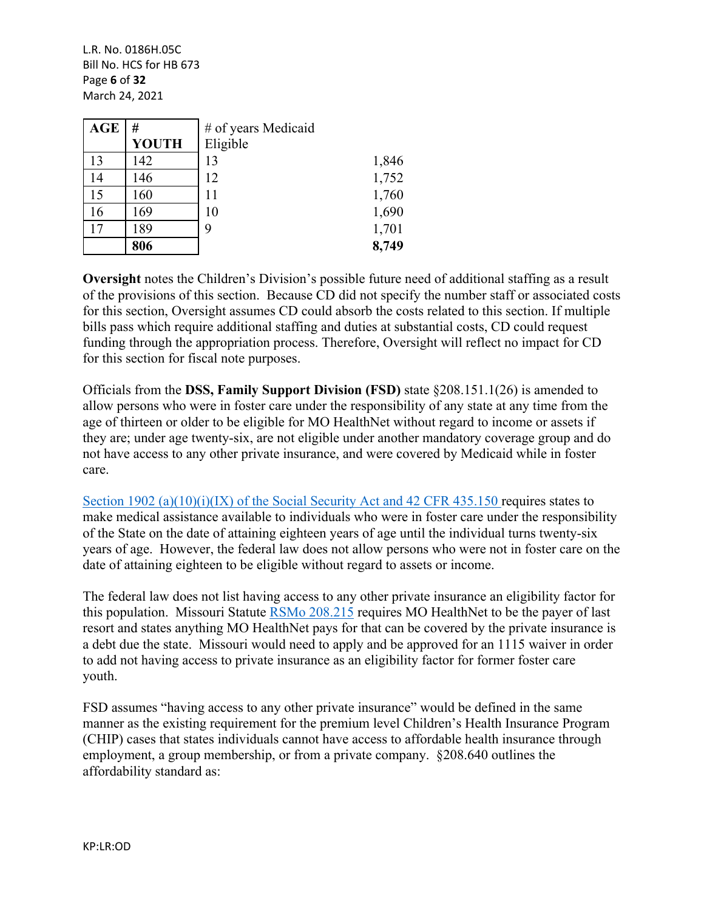| AGE | # YOUTH | # of years Medicaid Eligible | |
|---|---|---|---|
| 13 | 142 | 13 | 1,846 |
| 14 | 146 | 12 | 1,752 |
| 15 | 160 | 11 | 1,760 |
| 16 | 169 | 10 | 1,690 |
| 17 | 189 | 9 | 1,701 |
| | **806** | | **8,749** |

**Oversight** notes the Children's Division's possible future need of additional staffing as a result of the provisions of this section. Because CD did not specify the number staff or associated costs for this section, Oversight assumes CD could absorb the costs related to this section. If multiple bills pass which require additional staffing and duties at substantial costs, CD could request funding through the appropriation process. Therefore, Oversight will reflect no impact for CD for this section for fiscal note purposes.

Officials from the **DSS, Family Support Division (FSD)** state §208.151.1(26) is amended to allow persons who were in foster care under the responsibility of any state at any time from the age of thirteen or older to be eligible for MO HealthNet without regard to income or assets if they are; under age twenty-six, are not eligible under another mandatory coverage group and do not have access to any other private insurance, and were covered by Medicaid while in foster care.

Section 1902 (a)(10)(i)(IX) of the Social Security Act and 42 CFR 435.150 requires states to make medical assistance available to individuals who were in foster care under the responsibility of the State on the date of attaining eighteen years of age until the individual turns twenty-six years of age. However, the federal law does not allow persons who were not in foster care on the date of attaining eighteen to be eligible without regard to assets or income.

The federal law does not list having access to any other private insurance an eligibility factor for this population. Missouri Statute RSMo 208.215 requires MO HealthNet to be the payer of last resort and states anything MO HealthNet pays for that can be covered by the private insurance is a debt due the state. Missouri would need to apply and be approved for an 1115 waiver in order to add not having access to private insurance as an eligibility factor for former foster care youth.

FSD assumes "having access to any other private insurance" would be defined in the same manner as the existing requirement for the premium level Children's Health Insurance Program (CHIP) cases that states individuals cannot have access to affordable health insurance through employment, a group membership, or from a private company. §208.640 outlines the affordability standard as: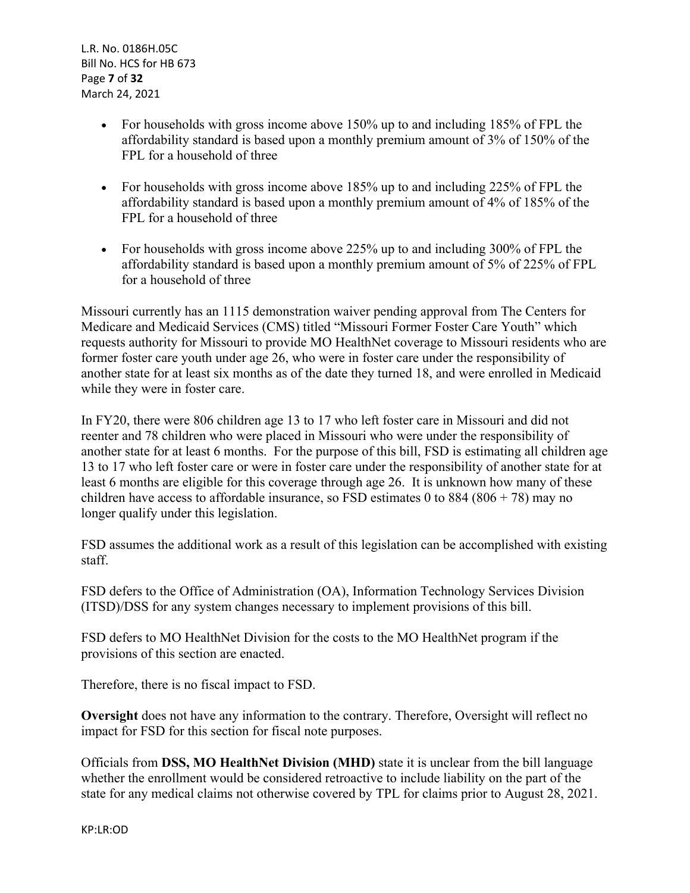- For households with gross income above 150% up to and including 185% of FPL the affordability standard is based upon a monthly premium amount of 3% of 150% of the FPL for a household of three

- For households with gross income above 185% up to and including 225% of FPL the affordability standard is based upon a monthly premium amount of 4% of 185% of the FPL for a household of three

- For households with gross income above 225% up to and including 300% of FPL the affordability standard is based upon a monthly premium amount of 5% of 225% of FPL for a household of three

Missouri currently has an 1115 demonstration waiver pending approval from The Centers for Medicare and Medicaid Services (CMS) titled "Missouri Former Foster Care Youth" which requests authority for Missouri to provide MO HealthNet coverage to Missouri residents who are former foster care youth under age 26, who were in foster care under the responsibility of another state for at least six months as of the date they turned 18, and were enrolled in Medicaid while they were in foster care.

In FY20, there were 806 children age 13 to 17 who left foster care in Missouri and did not reenter and 78 children who were placed in Missouri who were under the responsibility of another state for at least 6 months. For the purpose of this bill, FSD is estimating all children age 13 to 17 who left foster care or were in foster care under the responsibility of another state for at least 6 months are eligible for this coverage through age 26. It is unknown how many of these children have access to affordable insurance, so FSD estimates 0 to 884 (806 + 78) may no longer qualify under this legislation.

FSD assumes the additional work as a result of this legislation can be accomplished with existing staff.

FSD defers to the Office of Administration (OA), Information Technology Services Division (ITSD)/DSS for any system changes necessary to implement provisions of this bill.

FSD defers to MO HealthNet Division for the costs to the MO HealthNet program if the provisions of this section are enacted.

Therefore, there is no fiscal impact to FSD.

**Oversight** does not have any information to the contrary. Therefore, Oversight will reflect no impact for FSD for this section for fiscal note purposes.

Officials from **DSS, MO HealthNet Division (MHD)** state it is unclear from the bill language whether the enrollment would be considered retroactive to include liability on the part of the state for any medical claims not otherwise covered by TPL for claims prior to August 28, 2021.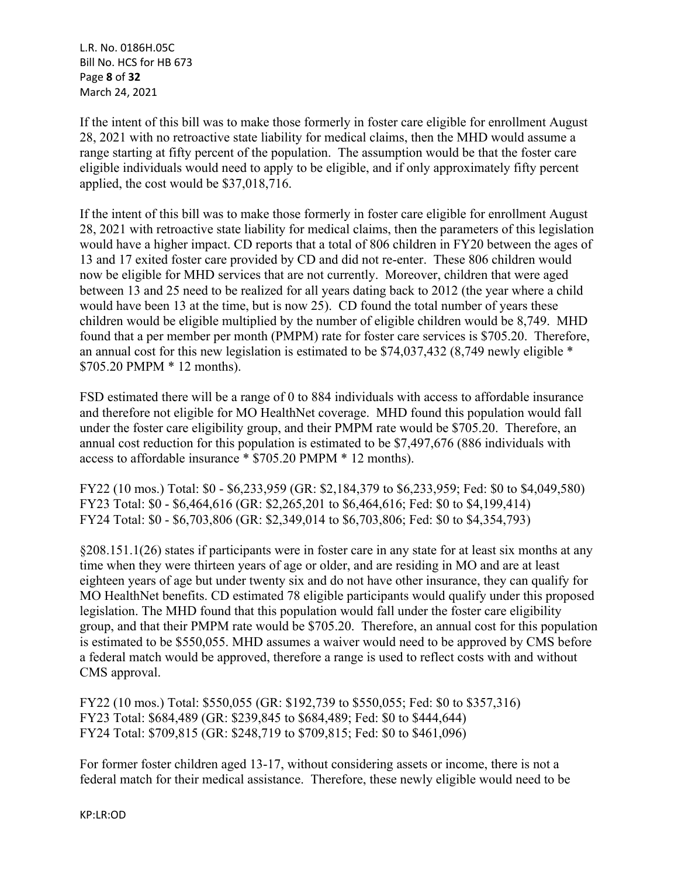If the intent of this bill was to make those formerly in foster care eligible for enrollment August 28, 2021 with no retroactive state liability for medical claims, then the MHD would assume a range starting at fifty percent of the population. The assumption would be that the foster care eligible individuals would need to apply to be eligible, and if only approximately fifty percent applied, the cost would be $37,018,716.

If the intent of this bill was to make those formerly in foster care eligible for enrollment August 28, 2021 with retroactive state liability for medical claims, then the parameters of this legislation would have a higher impact. CD reports that a total of 806 children in FY20 between the ages of 13 and 17 exited foster care provided by CD and did not re-enter. These 806 children would now be eligible for MHD services that are not currently. Moreover, children that were aged between 13 and 25 need to be realized for all years dating back to 2012 (the year where a child would have been 13 at the time, but is now 25). CD found the total number of years these children would be eligible multiplied by the number of eligible children would be 8,749. MHD found that a per member per month (PMPM) rate for foster care services is $705.20. Therefore, an annual cost for this new legislation is estimated to be $74,037,432 (8,749 newly eligible * $705.20 PMPM * 12 months).

FSD estimated there will be a range of 0 to 884 individuals with access to affordable insurance and therefore not eligible for MO HealthNet coverage. MHD found this population would fall under the foster care eligibility group, and their PMPM rate would be $705.20. Therefore, an annual cost reduction for this population is estimated to be $7,497,676 (886 individuals with access to affordable insurance * $705.20 PMPM * 12 months).

FY22 (10 mos.) Total: $0 - $6,233,959 (GR: $2,184,379 to $6,233,959; Fed: $0 to $4,049,580)
FY23 Total: $0 - $6,464,616 (GR: $2,265,201 to $6,464,616; Fed: $0 to $4,199,414)
FY24 Total: $0 - $6,703,806 (GR: $2,349,014 to $6,703,806; Fed: $0 to $4,354,793)

§208.151.1(26) states if participants were in foster care in any state for at least six months at any time when they were thirteen years of age or older, and are residing in MO and are at least eighteen years of age but under twenty six and do not have other insurance, they can qualify for MO HealthNet benefits. CD estimated 78 eligible participants would qualify under this proposed legislation. The MHD found that this population would fall under the foster care eligibility group, and that their PMPM rate would be $705.20. Therefore, an annual cost for this population is estimated to be $550,055. MHD assumes a waiver would need to be approved by CMS before a federal match would be approved, therefore a range is used to reflect costs with and without CMS approval.

FY22 (10 mos.) Total: $550,055 (GR: $192,739 to $550,055; Fed: $0 to $357,316)
FY23 Total: $684,489 (GR: $239,845 to $684,489; Fed: $0 to $444,644)
FY24 Total: $709,815 (GR: $248,719 to $709,815; Fed: $0 to $461,096)

For former foster children aged 13-17, without considering assets or income, there is not a federal match for their medical assistance. Therefore, these newly eligible would need to be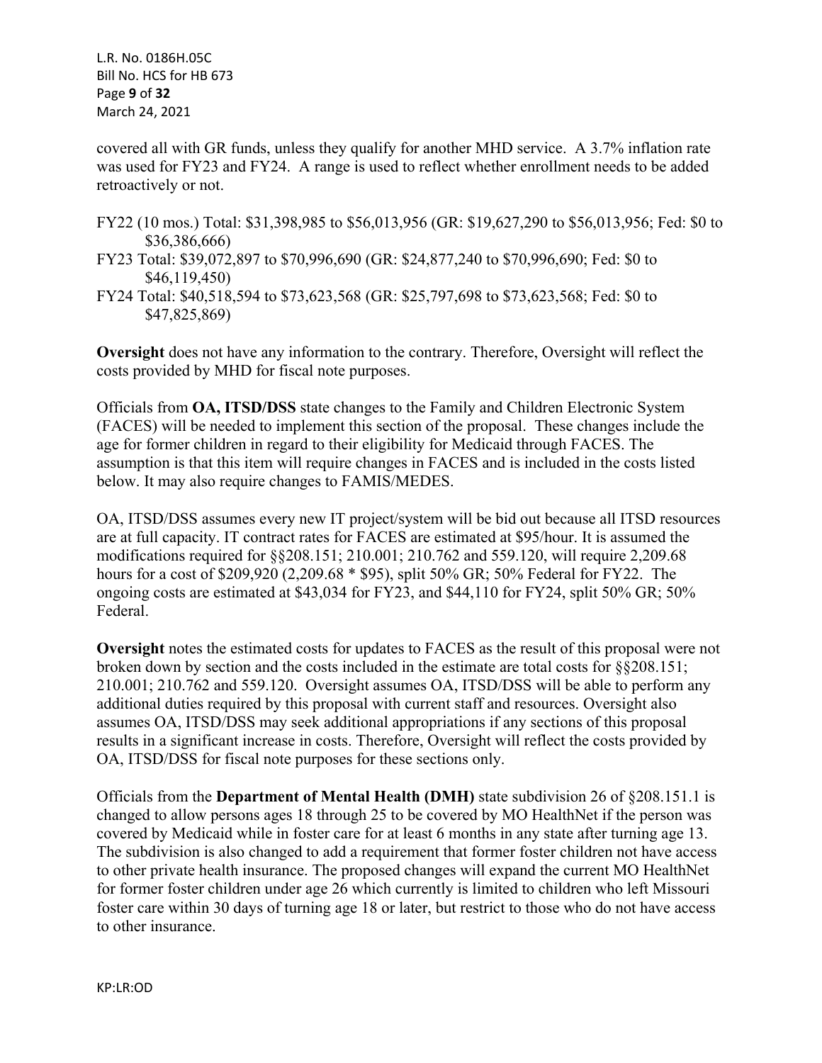covered all with GR funds, unless they qualify for another MHD service. A 3.7% inflation rate was used for FY23 and FY24. A range is used to reflect whether enrollment needs to be added retroactively or not.

FY22 (10 mos.) Total: $31,398,985 to $56,013,956 (GR: $19,627,290 to $56,013,956; Fed: $0 to $36,386,666)
FY23 Total: $39,072,897 to $70,996,690 (GR: $24,877,240 to $70,996,690; Fed: $0 to $46,119,450)
FY24 Total: $40,518,594 to $73,623,568 (GR: $25,797,698 to $73,623,568; Fed: $0 to $47,825,869)

**Oversight** does not have any information to the contrary. Therefore, Oversight will reflect the costs provided by MHD for fiscal note purposes.

Officials from **OA, ITSD/DSS** state changes to the Family and Children Electronic System (FACES) will be needed to implement this section of the proposal. These changes include the age for former children in regard to their eligibility for Medicaid through FACES. The assumption is that this item will require changes in FACES and is included in the costs listed below. It may also require changes to FAMIS/MEDES.

OA, ITSD/DSS assumes every new IT project/system will be bid out because all ITSD resources are at full capacity. IT contract rates for FACES are estimated at $95/hour. It is assumed the modifications required for §§208.151; 210.001; 210.762 and 559.120, will require 2,209.68 hours for a cost of $209,920 (2,209.68 * $95), split 50% GR; 50% Federal for FY22. The ongoing costs are estimated at $43,034 for FY23, and $44,110 for FY24, split 50% GR; 50% Federal.

**Oversight** notes the estimated costs for updates to FACES as the result of this proposal were not broken down by section and the costs included in the estimate are total costs for §§208.151; 210.001; 210.762 and 559.120. Oversight assumes OA, ITSD/DSS will be able to perform any additional duties required by this proposal with current staff and resources. Oversight also assumes OA, ITSD/DSS may seek additional appropriations if any sections of this proposal results in a significant increase in costs. Therefore, Oversight will reflect the costs provided by OA, ITSD/DSS for fiscal note purposes for these sections only.

Officials from the **Department of Mental Health (DMH)** state subdivision 26 of §208.151.1 is changed to allow persons ages 18 through 25 to be covered by MO HealthNet if the person was covered by Medicaid while in foster care for at least 6 months in any state after turning age 13. The subdivision is also changed to add a requirement that former foster children not have access to other private health insurance. The proposed changes will expand the current MO HealthNet for former foster children under age 26 which currently is limited to children who left Missouri foster care within 30 days of turning age 18 or later, but restrict to those who do not have access to other insurance.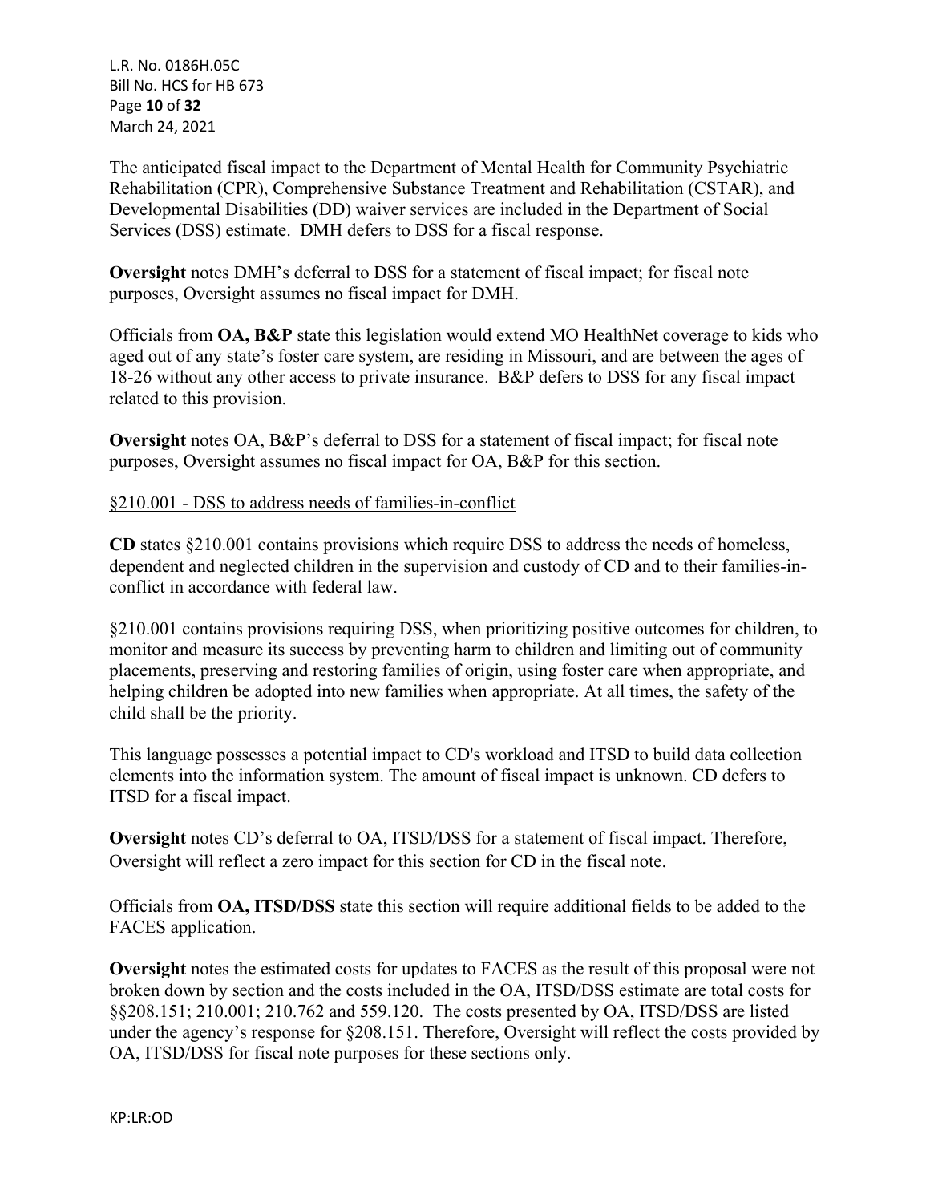The anticipated fiscal impact to the Department of Mental Health for Community Psychiatric Rehabilitation (CPR), Comprehensive Substance Treatment and Rehabilitation (CSTAR), and Developmental Disabilities (DD) waiver services are included in the Department of Social Services (DSS) estimate. DMH defers to DSS for a fiscal response.

**Oversight** notes DMH's deferral to DSS for a statement of fiscal impact; for fiscal note purposes, Oversight assumes no fiscal impact for DMH.

Officials from **OA, B&P** state this legislation would extend MO HealthNet coverage to kids who aged out of any state's foster care system, are residing in Missouri, and are between the ages of 18-26 without any other access to private insurance. B&P defers to DSS for any fiscal impact related to this provision.

**Oversight** notes OA, B&P's deferral to DSS for a statement of fiscal impact; for fiscal note purposes, Oversight assumes no fiscal impact for OA, B&P for this section.

<u>§210.001 - DSS to address needs of families-in-conflict</u>

**CD** states §210.001 contains provisions which require DSS to address the needs of homeless, dependent and neglected children in the supervision and custody of CD and to their families-in-conflict in accordance with federal law.

§210.001 contains provisions requiring DSS, when prioritizing positive outcomes for children, to monitor and measure its success by preventing harm to children and limiting out of community placements, preserving and restoring families of origin, using foster care when appropriate, and helping children be adopted into new families when appropriate. At all times, the safety of the child shall be the priority.

This language possesses a potential impact to CD's workload and ITSD to build data collection elements into the information system. The amount of fiscal impact is unknown. CD defers to ITSD for a fiscal impact.

**Oversight** notes CD's deferral to OA, ITSD/DSS for a statement of fiscal impact. Therefore, Oversight will reflect a zero impact for this section for CD in the fiscal note.

Officials from **OA, ITSD/DSS** state this section will require additional fields to be added to the FACES application.

**Oversight** notes the estimated costs for updates to FACES as the result of this proposal were not broken down by section and the costs included in the OA, ITSD/DSS estimate are total costs for §§208.151; 210.001; 210.762 and 559.120. The costs presented by OA, ITSD/DSS are listed under the agency's response for §208.151. Therefore, Oversight will reflect the costs provided by OA, ITSD/DSS for fiscal note purposes for these sections only.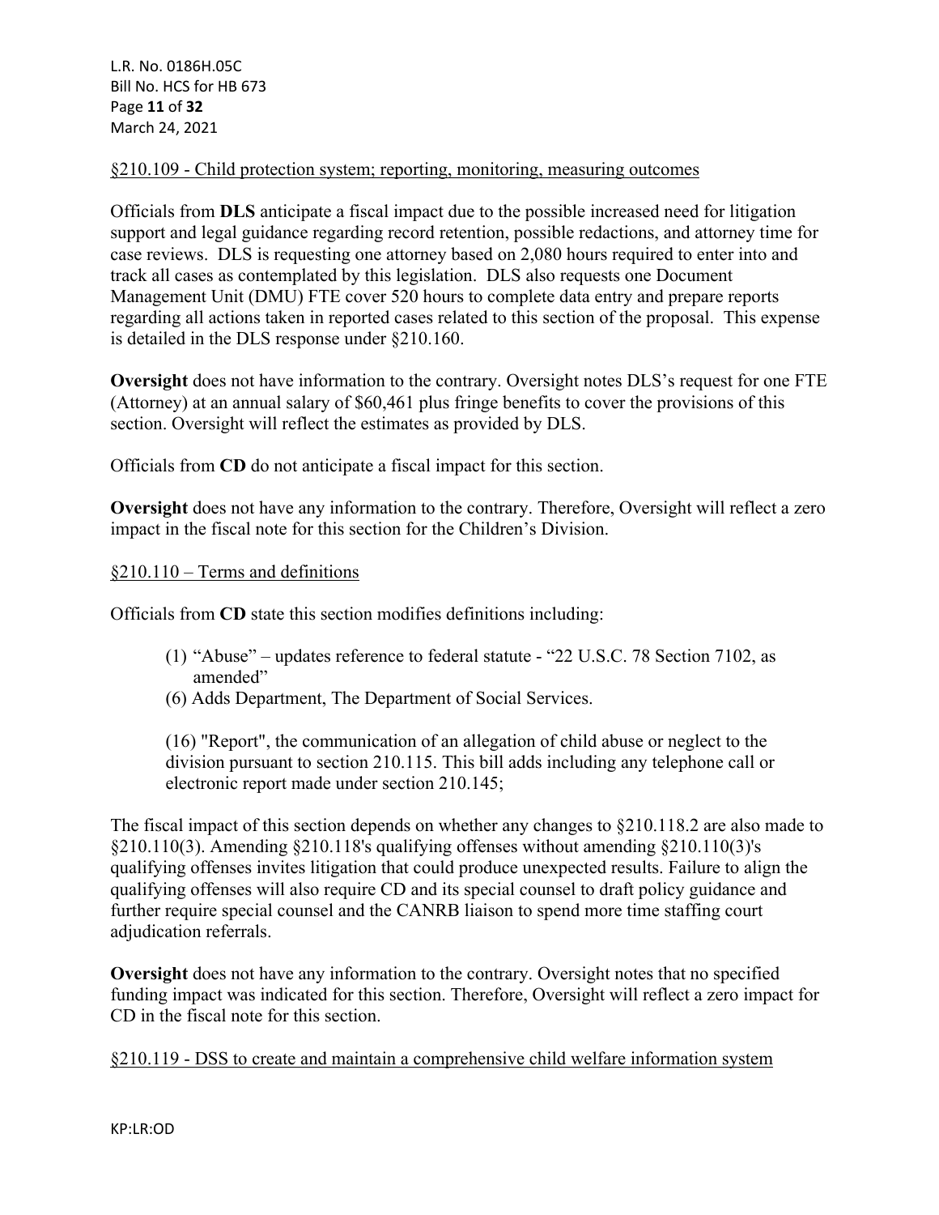§210.109 - Child protection system; reporting, monitoring, measuring outcomes

Officials from **DLS** anticipate a fiscal impact due to the possible increased need for litigation support and legal guidance regarding record retention, possible redactions, and attorney time for case reviews. DLS is requesting one attorney based on 2,080 hours required to enter into and track all cases as contemplated by this legislation. DLS also requests one Document Management Unit (DMU) FTE cover 520 hours to complete data entry and prepare reports regarding all actions taken in reported cases related to this section of the proposal. This expense is detailed in the DLS response under §210.160.

**Oversight** does not have information to the contrary. Oversight notes DLS's request for one FTE (Attorney) at an annual salary of $60,461 plus fringe benefits to cover the provisions of this section. Oversight will reflect the estimates as provided by DLS.

Officials from **CD** do not anticipate a fiscal impact for this section.

**Oversight** does not have any information to the contrary. Therefore, Oversight will reflect a zero impact in the fiscal note for this section for the Children's Division.

§210.110 – Terms and definitions

Officials from **CD** state this section modifies definitions including:

(1) "Abuse" – updates reference to federal statute - "22 U.S.C. 78 Section 7102, as amended"
(6) Adds Department, The Department of Social Services.

(16) "Report", the communication of an allegation of child abuse or neglect to the division pursuant to section 210.115. This bill adds including any telephone call or electronic report made under section 210.145;

The fiscal impact of this section depends on whether any changes to §210.118.2 are also made to §210.110(3). Amending §210.118's qualifying offenses without amending §210.110(3)'s qualifying offenses invites litigation that could produce unexpected results. Failure to align the qualifying offenses will also require CD and its special counsel to draft policy guidance and further require special counsel and the CANRB liaison to spend more time staffing court adjudication referrals.

**Oversight** does not have any information to the contrary. Oversight notes that no specified funding impact was indicated for this section. Therefore, Oversight will reflect a zero impact for CD in the fiscal note for this section.

§210.119 - DSS to create and maintain a comprehensive child welfare information system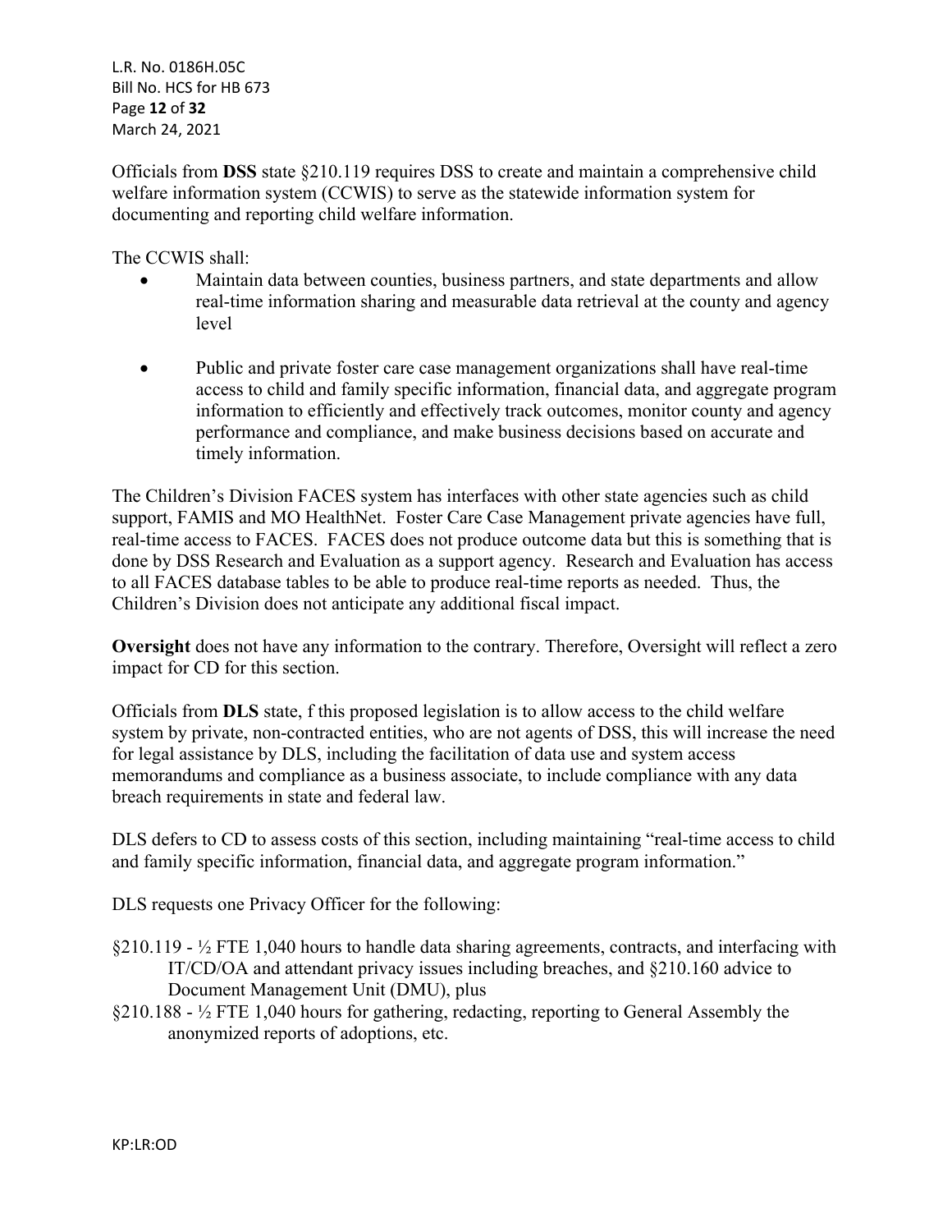Officials from **DSS** state §210.119 requires DSS to create and maintain a comprehensive child welfare information system (CCWIS) to serve as the statewide information system for documenting and reporting child welfare information.

The CCWIS shall:

- Maintain data between counties, business partners, and state departments and allow real-time information sharing and measurable data retrieval at the county and agency level

- Public and private foster care case management organizations shall have real-time access to child and family specific information, financial data, and aggregate program information to efficiently and effectively track outcomes, monitor county and agency performance and compliance, and make business decisions based on accurate and timely information.

The Children's Division FACES system has interfaces with other state agencies such as child support, FAMIS and MO HealthNet. Foster Care Case Management private agencies have full, real-time access to FACES. FACES does not produce outcome data but this is something that is done by DSS Research and Evaluation as a support agency. Research and Evaluation has access to all FACES database tables to be able to produce real-time reports as needed. Thus, the Children's Division does not anticipate any additional fiscal impact.

**Oversight** does not have any information to the contrary. Therefore, Oversight will reflect a zero impact for CD for this section.

Officials from **DLS** state, f this proposed legislation is to allow access to the child welfare system by private, non-contracted entities, who are not agents of DSS, this will increase the need for legal assistance by DLS, including the facilitation of data use and system access memorandums and compliance as a business associate, to include compliance with any data breach requirements in state and federal law.

DLS defers to CD to assess costs of this section, including maintaining "real-time access to child and family specific information, financial data, and aggregate program information."

DLS requests one Privacy Officer for the following:

§210.119 - ½ FTE 1,040 hours to handle data sharing agreements, contracts, and interfacing with IT/CD/OA and attendant privacy issues including breaches, and §210.160 advice to Document Management Unit (DMU), plus

§210.188 - ½ FTE 1,040 hours for gathering, redacting, reporting to General Assembly the anonymized reports of adoptions, etc.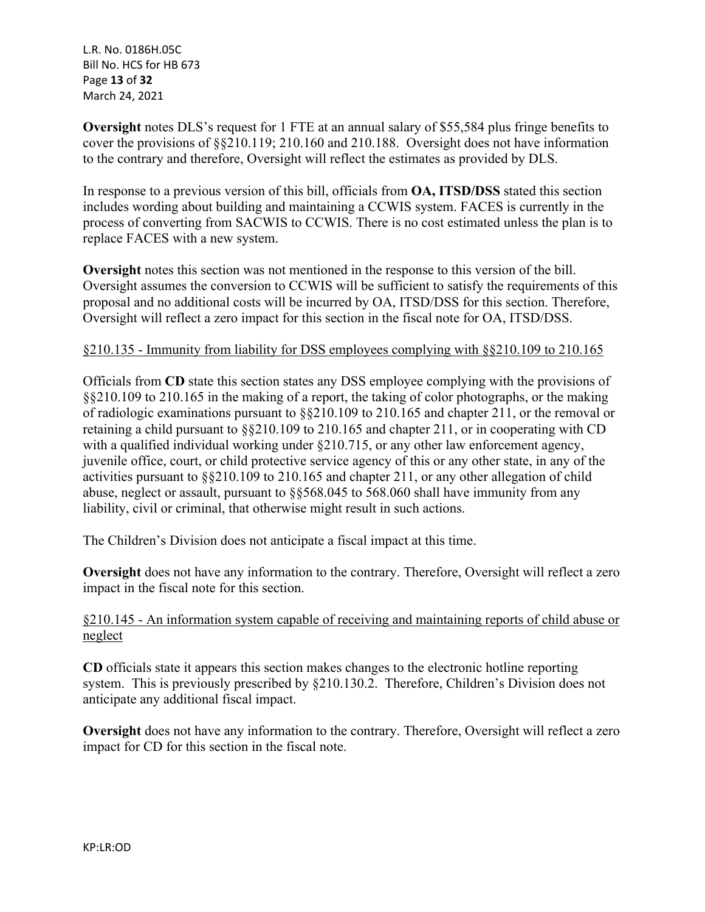**Oversight** notes DLS's request for 1 FTE at an annual salary of $55,584 plus fringe benefits to cover the provisions of §§210.119; 210.160 and 210.188. Oversight does not have information to the contrary and therefore, Oversight will reflect the estimates as provided by DLS.

In response to a previous version of this bill, officials from **OA, ITSD/DSS** stated this section includes wording about building and maintaining a CCWIS system. FACES is currently in the process of converting from SACWIS to CCWIS. There is no cost estimated unless the plan is to replace FACES with a new system.

**Oversight** notes this section was not mentioned in the response to this version of the bill. Oversight assumes the conversion to CCWIS will be sufficient to satisfy the requirements of this proposal and no additional costs will be incurred by OA, ITSD/DSS for this section. Therefore, Oversight will reflect a zero impact for this section in the fiscal note for OA, ITSD/DSS.

<u>§210.135 - Immunity from liability for DSS employees complying with §§210.109 to 210.165</u>

Officials from **CD** state this section states any DSS employee complying with the provisions of §§210.109 to 210.165 in the making of a report, the taking of color photographs, or the making of radiologic examinations pursuant to §§210.109 to 210.165 and chapter 211, or the removal or retaining a child pursuant to §§210.109 to 210.165 and chapter 211, or in cooperating with CD with a qualified individual working under §210.715, or any other law enforcement agency, juvenile office, court, or child protective service agency of this or any other state, in any of the activities pursuant to §§210.109 to 210.165 and chapter 211, or any other allegation of child abuse, neglect or assault, pursuant to §§568.045 to 568.060 shall have immunity from any liability, civil or criminal, that otherwise might result in such actions.

The Children's Division does not anticipate a fiscal impact at this time.

**Oversight** does not have any information to the contrary. Therefore, Oversight will reflect a zero impact in the fiscal note for this section.

<u>§210.145 - An information system capable of receiving and maintaining reports of child abuse or neglect</u>

**CD** officials state it appears this section makes changes to the electronic hotline reporting system. This is previously prescribed by §210.130.2. Therefore, Children's Division does not anticipate any additional fiscal impact.

**Oversight** does not have any information to the contrary. Therefore, Oversight will reflect a zero impact for CD for this section in the fiscal note.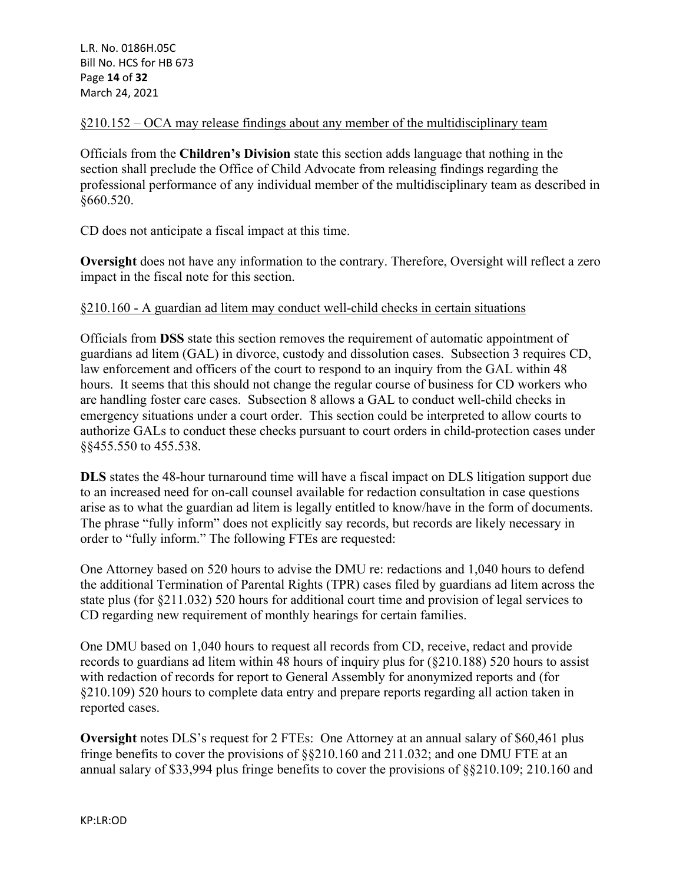§210.152 – OCA may release findings about any member of the multidisciplinary team

Officials from the **Children's Division** state this section adds language that nothing in the section shall preclude the Office of Child Advocate from releasing findings regarding the professional performance of any individual member of the multidisciplinary team as described in §660.520.

CD does not anticipate a fiscal impact at this time.

**Oversight** does not have any information to the contrary. Therefore, Oversight will reflect a zero impact in the fiscal note for this section.

§210.160 - A guardian ad litem may conduct well-child checks in certain situations

Officials from **DSS** state this section removes the requirement of automatic appointment of guardians ad litem (GAL) in divorce, custody and dissolution cases. Subsection 3 requires CD, law enforcement and officers of the court to respond to an inquiry from the GAL within 48 hours. It seems that this should not change the regular course of business for CD workers who are handling foster care cases. Subsection 8 allows a GAL to conduct well-child checks in emergency situations under a court order. This section could be interpreted to allow courts to authorize GALs to conduct these checks pursuant to court orders in child-protection cases under §§455.550 to 455.538.

**DLS** states the 48-hour turnaround time will have a fiscal impact on DLS litigation support due to an increased need for on-call counsel available for redaction consultation in case questions arise as to what the guardian ad litem is legally entitled to know/have in the form of documents. The phrase "fully inform" does not explicitly say records, but records are likely necessary in order to "fully inform." The following FTEs are requested:

One Attorney based on 520 hours to advise the DMU re: redactions and 1,040 hours to defend the additional Termination of Parental Rights (TPR) cases filed by guardians ad litem across the state plus (for §211.032) 520 hours for additional court time and provision of legal services to CD regarding new requirement of monthly hearings for certain families.

One DMU based on 1,040 hours to request all records from CD, receive, redact and provide records to guardians ad litem within 48 hours of inquiry plus for (§210.188) 520 hours to assist with redaction of records for report to General Assembly for anonymized reports and (for §210.109) 520 hours to complete data entry and prepare reports regarding all action taken in reported cases.

**Oversight** notes DLS's request for 2 FTEs: One Attorney at an annual salary of $60,461 plus fringe benefits to cover the provisions of §§210.160 and 211.032; and one DMU FTE at an annual salary of $33,994 plus fringe benefits to cover the provisions of §§210.109; 210.160 and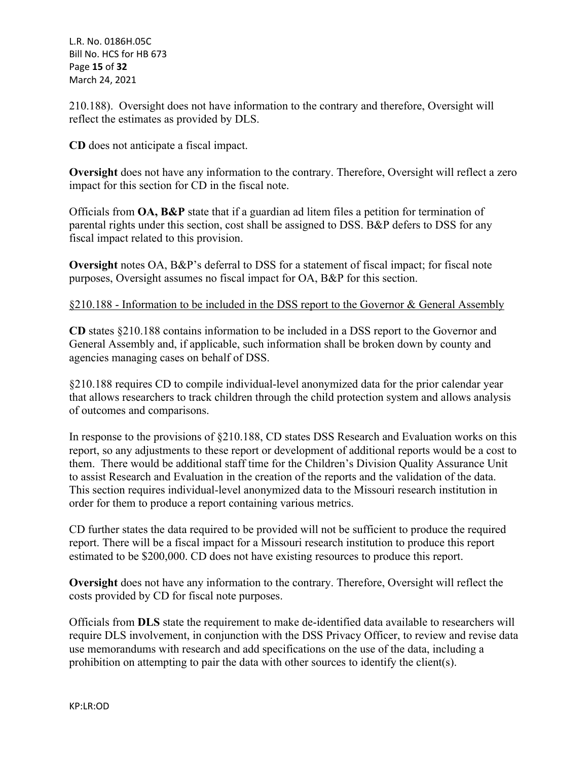210.188). Oversight does not have information to the contrary and therefore, Oversight will reflect the estimates as provided by DLS.

**CD** does not anticipate a fiscal impact.

**Oversight** does not have any information to the contrary. Therefore, Oversight will reflect a zero impact for this section for CD in the fiscal note.

Officials from **OA, B&P** state that if a guardian ad litem files a petition for termination of parental rights under this section, cost shall be assigned to DSS. B&P defers to DSS for any fiscal impact related to this provision.

**Oversight** notes OA, B&P's deferral to DSS for a statement of fiscal impact; for fiscal note purposes, Oversight assumes no fiscal impact for OA, B&P for this section.

§210.188 - Information to be included in the DSS report to the Governor & General Assembly

**CD** states §210.188 contains information to be included in a DSS report to the Governor and General Assembly and, if applicable, such information shall be broken down by county and agencies managing cases on behalf of DSS.

§210.188 requires CD to compile individual-level anonymized data for the prior calendar year that allows researchers to track children through the child protection system and allows analysis of outcomes and comparisons.

In response to the provisions of §210.188, CD states DSS Research and Evaluation works on this report, so any adjustments to these report or development of additional reports would be a cost to them. There would be additional staff time for the Children's Division Quality Assurance Unit to assist Research and Evaluation in the creation of the reports and the validation of the data. This section requires individual-level anonymized data to the Missouri research institution in order for them to produce a report containing various metrics.

CD further states the data required to be provided will not be sufficient to produce the required report. There will be a fiscal impact for a Missouri research institution to produce this report estimated to be $200,000. CD does not have existing resources to produce this report.

**Oversight** does not have any information to the contrary. Therefore, Oversight will reflect the costs provided by CD for fiscal note purposes.

Officials from **DLS** state the requirement to make de-identified data available to researchers will require DLS involvement, in conjunction with the DSS Privacy Officer, to review and revise data use memorandums with research and add specifications on the use of the data, including a prohibition on attempting to pair the data with other sources to identify the client(s).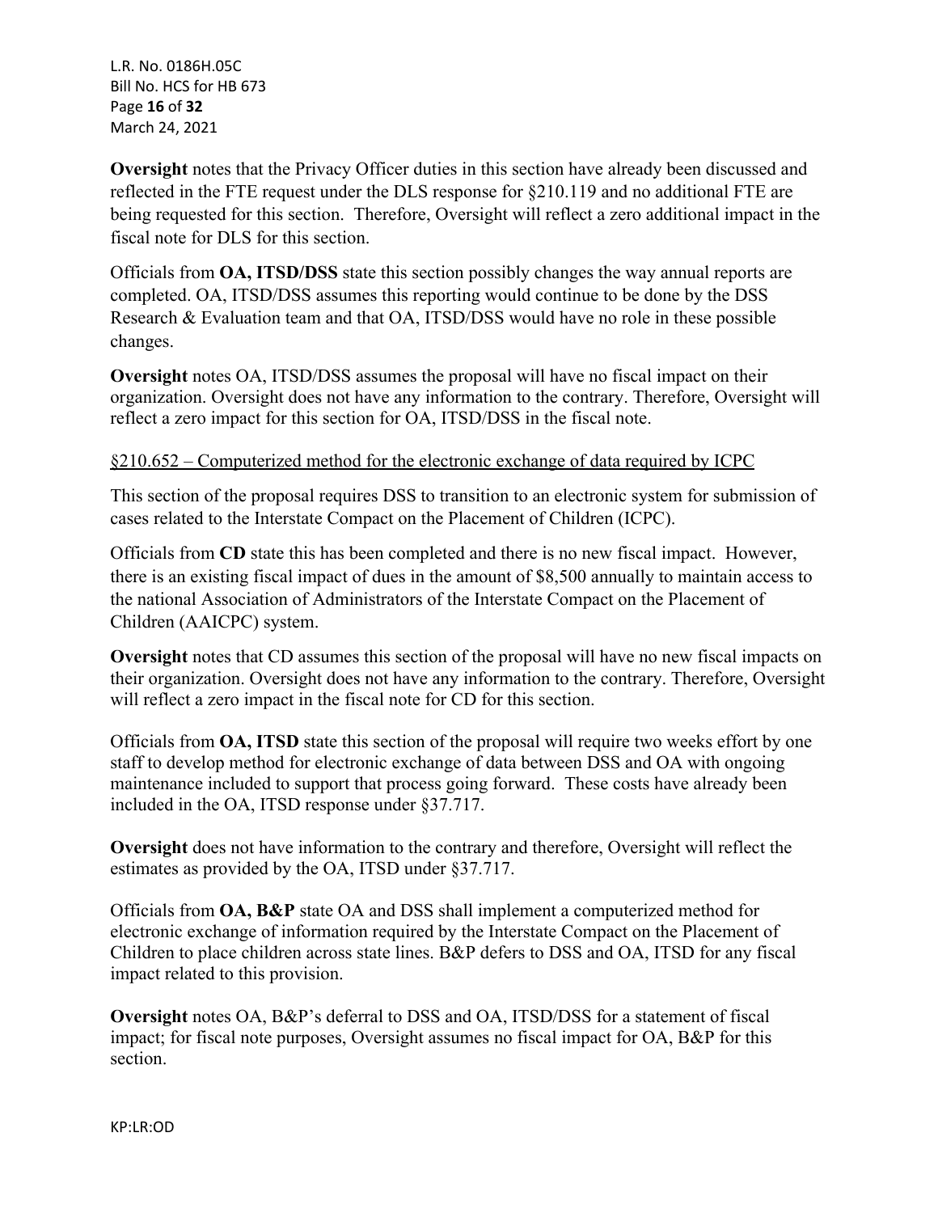**Oversight** notes that the Privacy Officer duties in this section have already been discussed and reflected in the FTE request under the DLS response for §210.119 and no additional FTE are being requested for this section. Therefore, Oversight will reflect a zero additional impact in the fiscal note for DLS for this section.

Officials from **OA, ITSD/DSS** state this section possibly changes the way annual reports are completed. OA, ITSD/DSS assumes this reporting would continue to be done by the DSS Research & Evaluation team and that OA, ITSD/DSS would have no role in these possible changes.

**Oversight** notes OA, ITSD/DSS assumes the proposal will have no fiscal impact on their organization. Oversight does not have any information to the contrary. Therefore, Oversight will reflect a zero impact for this section for OA, ITSD/DSS in the fiscal note.

§210.652 – Computerized method for the electronic exchange of data required by ICPC

This section of the proposal requires DSS to transition to an electronic system for submission of cases related to the Interstate Compact on the Placement of Children (ICPC).

Officials from **CD** state this has been completed and there is no new fiscal impact. However, there is an existing fiscal impact of dues in the amount of $8,500 annually to maintain access to the national Association of Administrators of the Interstate Compact on the Placement of Children (AAICPC) system.

**Oversight** notes that CD assumes this section of the proposal will have no new fiscal impacts on their organization. Oversight does not have any information to the contrary. Therefore, Oversight will reflect a zero impact in the fiscal note for CD for this section.

Officials from **OA, ITSD** state this section of the proposal will require two weeks effort by one staff to develop method for electronic exchange of data between DSS and OA with ongoing maintenance included to support that process going forward. These costs have already been included in the OA, ITSD response under §37.717.

**Oversight** does not have information to the contrary and therefore, Oversight will reflect the estimates as provided by the OA, ITSD under §37.717.

Officials from **OA, B&P** state OA and DSS shall implement a computerized method for electronic exchange of information required by the Interstate Compact on the Placement of Children to place children across state lines. B&P defers to DSS and OA, ITSD for any fiscal impact related to this provision.

**Oversight** notes OA, B&P's deferral to DSS and OA, ITSD/DSS for a statement of fiscal impact; for fiscal note purposes, Oversight assumes no fiscal impact for OA, B&P for this section.

KP:LR:OD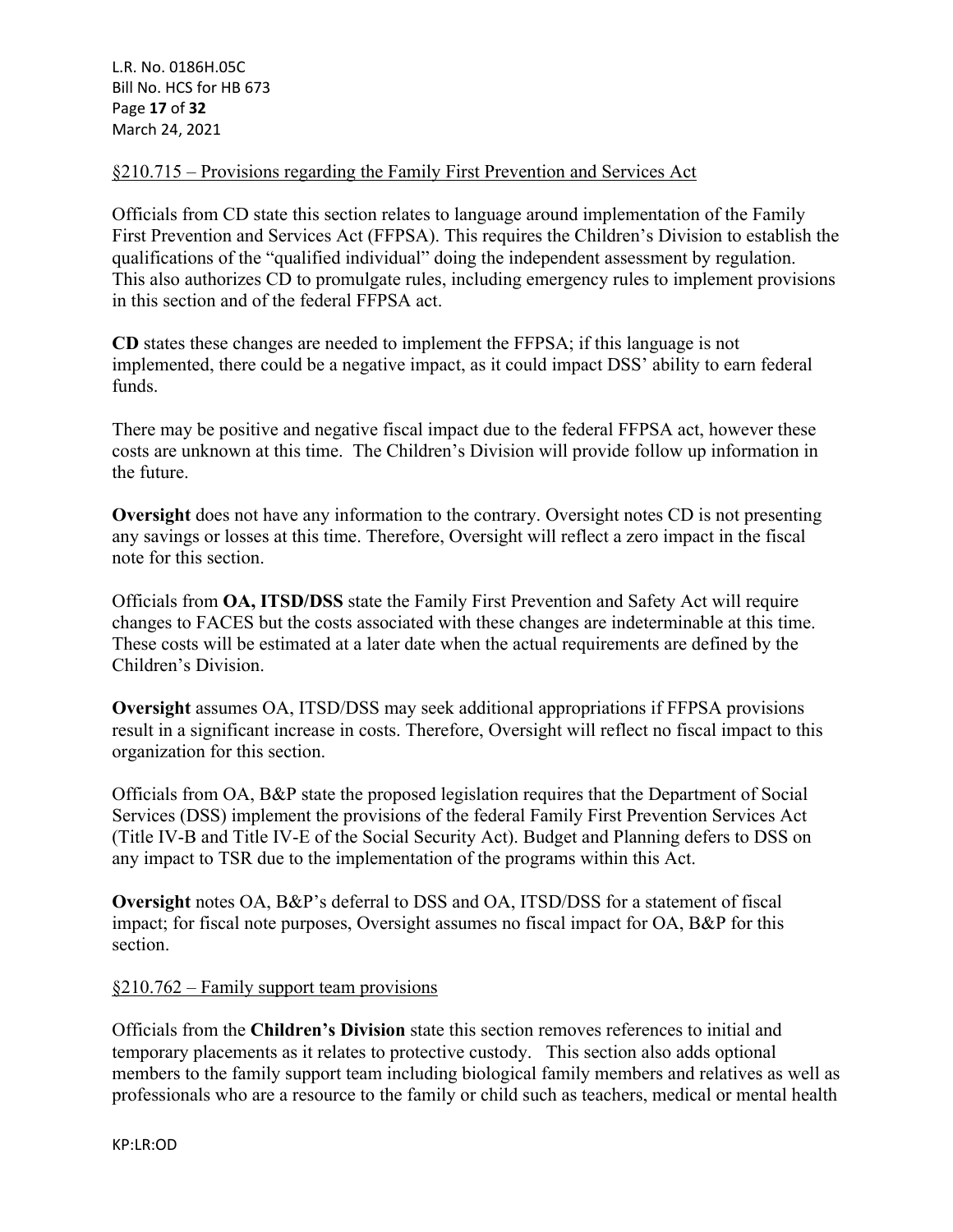§210.715 – Provisions regarding the Family First Prevention and Services Act

Officials from CD state this section relates to language around implementation of the Family First Prevention and Services Act (FFPSA). This requires the Children's Division to establish the qualifications of the "qualified individual" doing the independent assessment by regulation. This also authorizes CD to promulgate rules, including emergency rules to implement provisions in this section and of the federal FFPSA act.

**CD** states these changes are needed to implement the FFPSA; if this language is not implemented, there could be a negative impact, as it could impact DSS' ability to earn federal funds.

There may be positive and negative fiscal impact due to the federal FFPSA act, however these costs are unknown at this time. The Children's Division will provide follow up information in the future.

**Oversight** does not have any information to the contrary. Oversight notes CD is not presenting any savings or losses at this time. Therefore, Oversight will reflect a zero impact in the fiscal note for this section.

Officials from **OA, ITSD/DSS** state the Family First Prevention and Safety Act will require changes to FACES but the costs associated with these changes are indeterminable at this time. These costs will be estimated at a later date when the actual requirements are defined by the Children's Division.

**Oversight** assumes OA, ITSD/DSS may seek additional appropriations if FFPSA provisions result in a significant increase in costs. Therefore, Oversight will reflect no fiscal impact to this organization for this section.

Officials from OA, B&P state the proposed legislation requires that the Department of Social Services (DSS) implement the provisions of the federal Family First Prevention Services Act (Title IV-B and Title IV-E of the Social Security Act). Budget and Planning defers to DSS on any impact to TSR due to the implementation of the programs within this Act.

**Oversight** notes OA, B&P's deferral to DSS and OA, ITSD/DSS for a statement of fiscal impact; for fiscal note purposes, Oversight assumes no fiscal impact for OA, B&P for this section.

§210.762 – Family support team provisions

Officials from the **Children's Division** state this section removes references to initial and temporary placements as it relates to protective custody. This section also adds optional members to the family support team including biological family members and relatives as well as professionals who are a resource to the family or child such as teachers, medical or mental health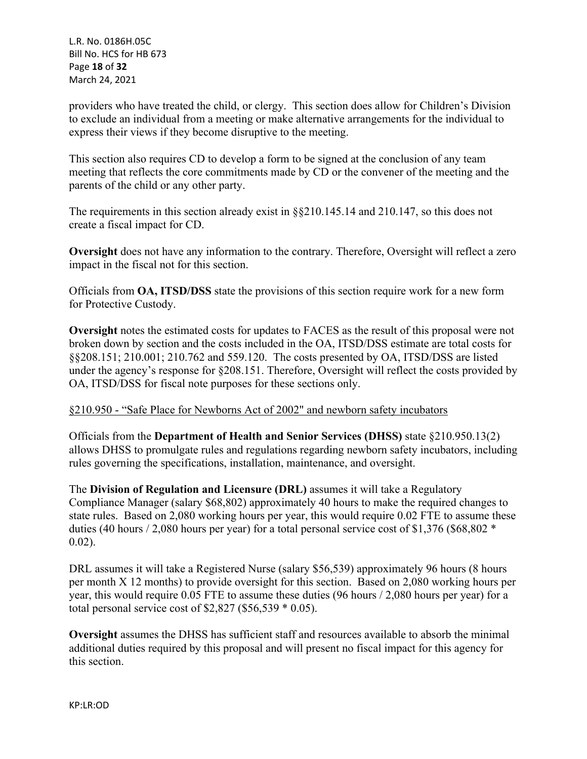providers who have treated the child, or clergy. This section does allow for Children's Division to exclude an individual from a meeting or make alternative arrangements for the individual to express their views if they become disruptive to the meeting.

This section also requires CD to develop a form to be signed at the conclusion of any team meeting that reflects the core commitments made by CD or the convener of the meeting and the parents of the child or any other party.

The requirements in this section already exist in §§210.145.14 and 210.147, so this does not create a fiscal impact for CD.

**Oversight** does not have any information to the contrary. Therefore, Oversight will reflect a zero impact in the fiscal not for this section.

Officials from **OA, ITSD/DSS** state the provisions of this section require work for a new form for Protective Custody.

**Oversight** notes the estimated costs for updates to FACES as the result of this proposal were not broken down by section and the costs included in the OA, ITSD/DSS estimate are total costs for §§208.151; 210.001; 210.762 and 559.120. The costs presented by OA, ITSD/DSS are listed under the agency's response for §208.151. Therefore, Oversight will reflect the costs provided by OA, ITSD/DSS for fiscal note purposes for these sections only.

<u>§210.950 - "Safe Place for Newborns Act of 2002" and newborn safety incubators</u>

Officials from the **Department of Health and Senior Services (DHSS)** state §210.950.13(2) allows DHSS to promulgate rules and regulations regarding newborn safety incubators, including rules governing the specifications, installation, maintenance, and oversight.

The **Division of Regulation and Licensure (DRL)** assumes it will take a Regulatory Compliance Manager (salary $68,802) approximately 40 hours to make the required changes to state rules. Based on 2,080 working hours per year, this would require 0.02 FTE to assume these duties (40 hours / 2,080 hours per year) for a total personal service cost of $1,376 ($68,802 * 0.02).

DRL assumes it will take a Registered Nurse (salary $56,539) approximately 96 hours (8 hours per month X 12 months) to provide oversight for this section. Based on 2,080 working hours per year, this would require 0.05 FTE to assume these duties (96 hours / 2,080 hours per year) for a total personal service cost of $2,827 ($56,539 * 0.05).

**Oversight** assumes the DHSS has sufficient staff and resources available to absorb the minimal additional duties required by this proposal and will present no fiscal impact for this agency for this section.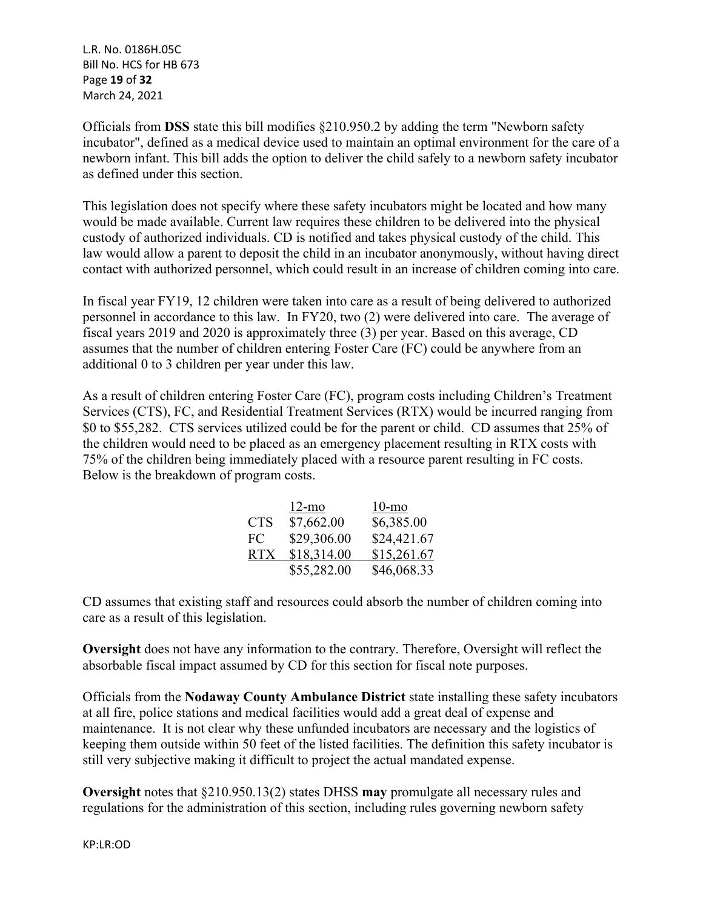Officials from **DSS** state this bill modifies §210.950.2 by adding the term "Newborn safety incubator", defined as a medical device used to maintain an optimal environment for the care of a newborn infant. This bill adds the option to deliver the child safely to a newborn safety incubator as defined under this section.

This legislation does not specify where these safety incubators might be located and how many would be made available. Current law requires these children to be delivered into the physical custody of authorized individuals. CD is notified and takes physical custody of the child. This law would allow a parent to deposit the child in an incubator anonymously, without having direct contact with authorized personnel, which could result in an increase of children coming into care.

In fiscal year FY19, 12 children were taken into care as a result of being delivered to authorized personnel in accordance to this law. In FY20, two (2) were delivered into care. The average of fiscal years 2019 and 2020 is approximately three (3) per year. Based on this average, CD assumes that the number of children entering Foster Care (FC) could be anywhere from an additional 0 to 3 children per year under this law.

As a result of children entering Foster Care (FC), program costs including Children's Treatment Services (CTS), FC, and Residential Treatment Services (RTX) would be incurred ranging from $0 to $55,282. CTS services utilized could be for the parent or child. CD assumes that 25% of the children would need to be placed as an emergency placement resulting in RTX costs with 75% of the children being immediately placed with a resource parent resulting in FC costs. Below is the breakdown of program costs.

| | 12-mo | 10-mo |
|---|---|---|
| CTS | $7,662.00 | $6,385.00 |
| FC | $29,306.00 | $24,421.67 |
| RTX | $18,314.00 | $15,261.67 |
| | $55,282.00 | $46,068.33 |

CD assumes that existing staff and resources could absorb the number of children coming into care as a result of this legislation.

**Oversight** does not have any information to the contrary. Therefore, Oversight will reflect the absorbable fiscal impact assumed by CD for this section for fiscal note purposes.

Officials from the **Nodaway County Ambulance District** state installing these safety incubators at all fire, police stations and medical facilities would add a great deal of expense and maintenance. It is not clear why these unfunded incubators are necessary and the logistics of keeping them outside within 50 feet of the listed facilities. The definition this safety incubator is still very subjective making it difficult to project the actual mandated expense.

**Oversight** notes that §210.950.13(2) states DHSS **may** promulgate all necessary rules and regulations for the administration of this section, including rules governing newborn safety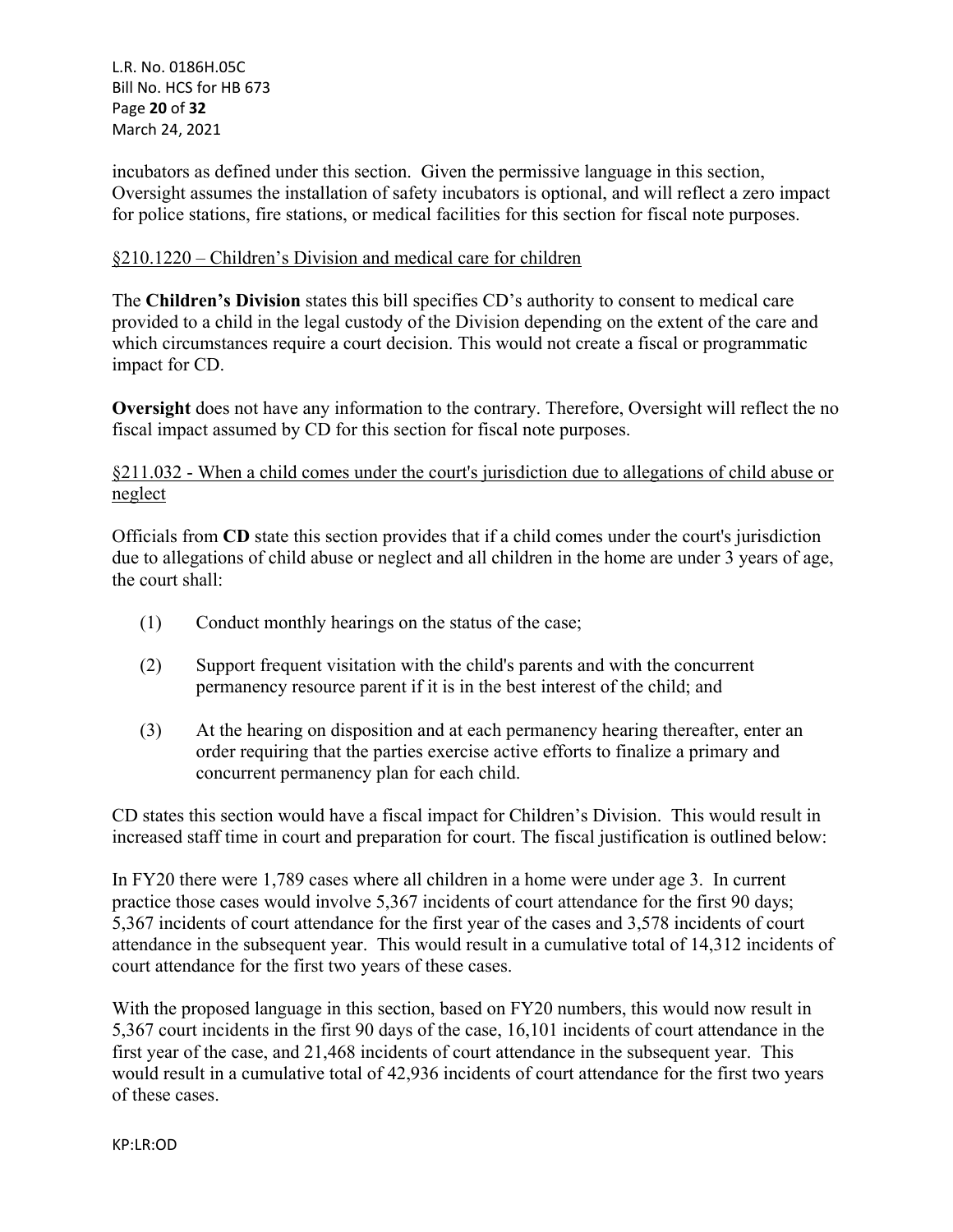incubators as defined under this section. Given the permissive language in this section, Oversight assumes the installation of safety incubators is optional, and will reflect a zero impact for police stations, fire stations, or medical facilities for this section for fiscal note purposes.

§210.1220 – Children's Division and medical care for children

The **Children's Division** states this bill specifies CD's authority to consent to medical care provided to a child in the legal custody of the Division depending on the extent of the care and which circumstances require a court decision. This would not create a fiscal or programmatic impact for CD.

**Oversight** does not have any information to the contrary. Therefore, Oversight will reflect the no fiscal impact assumed by CD for this section for fiscal note purposes.

§211.032 - When a child comes under the court's jurisdiction due to allegations of child abuse or neglect

Officials from **CD** state this section provides that if a child comes under the court's jurisdiction due to allegations of child abuse or neglect and all children in the home are under 3 years of age, the court shall:

(1) Conduct monthly hearings on the status of the case;

(2) Support frequent visitation with the child's parents and with the concurrent permanency resource parent if it is in the best interest of the child; and

(3) At the hearing on disposition and at each permanency hearing thereafter, enter an order requiring that the parties exercise active efforts to finalize a primary and concurrent permanency plan for each child.

CD states this section would have a fiscal impact for Children's Division. This would result in increased staff time in court and preparation for court. The fiscal justification is outlined below:

In FY20 there were 1,789 cases where all children in a home were under age 3. In current practice those cases would involve 5,367 incidents of court attendance for the first 90 days; 5,367 incidents of court attendance for the first year of the cases and 3,578 incidents of court attendance in the subsequent year. This would result in a cumulative total of 14,312 incidents of court attendance for the first two years of these cases.

With the proposed language in this section, based on FY20 numbers, this would now result in 5,367 court incidents in the first 90 days of the case, 16,101 incidents of court attendance in the first year of the case, and 21,468 incidents of court attendance in the subsequent year. This would result in a cumulative total of 42,936 incidents of court attendance for the first two years of these cases.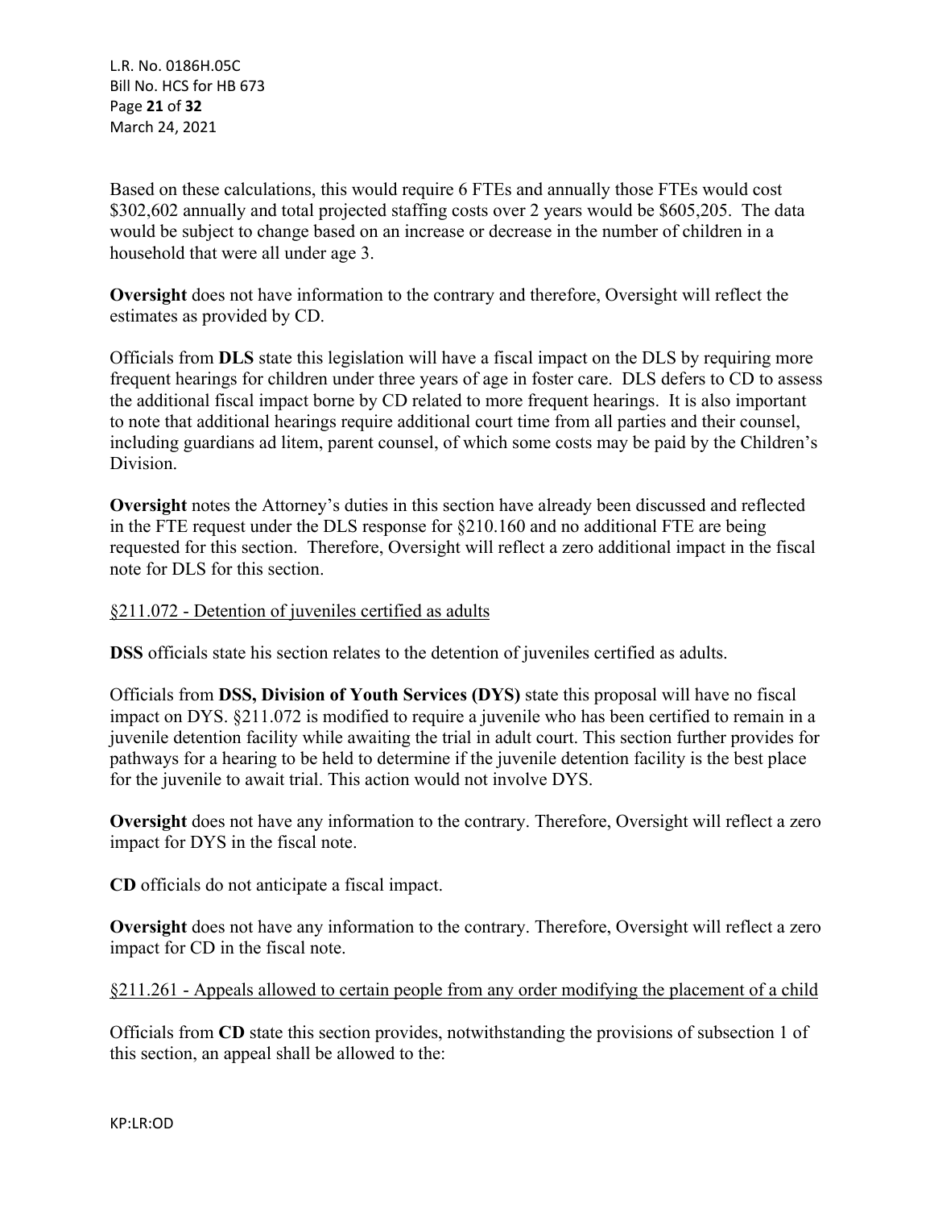Based on these calculations, this would require 6 FTEs and annually those FTEs would cost $302,602 annually and total projected staffing costs over 2 years would be $605,205. The data would be subject to change based on an increase or decrease in the number of children in a household that were all under age 3.

**Oversight** does not have information to the contrary and therefore, Oversight will reflect the estimates as provided by CD.

Officials from **DLS** state this legislation will have a fiscal impact on the DLS by requiring more frequent hearings for children under three years of age in foster care. DLS defers to CD to assess the additional fiscal impact borne by CD related to more frequent hearings. It is also important to note that additional hearings require additional court time from all parties and their counsel, including guardians ad litem, parent counsel, of which some costs may be paid by the Children's Division.

**Oversight** notes the Attorney's duties in this section have already been discussed and reflected in the FTE request under the DLS response for §210.160 and no additional FTE are being requested for this section. Therefore, Oversight will reflect a zero additional impact in the fiscal note for DLS for this section.

<u>§211.072 - Detention of juveniles certified as adults</u>

**DSS** officials state his section relates to the detention of juveniles certified as adults.

Officials from **DSS, Division of Youth Services (DYS)** state this proposal will have no fiscal impact on DYS. §211.072 is modified to require a juvenile who has been certified to remain in a juvenile detention facility while awaiting the trial in adult court. This section further provides for pathways for a hearing to be held to determine if the juvenile detention facility is the best place for the juvenile to await trial. This action would not involve DYS.

**Oversight** does not have any information to the contrary. Therefore, Oversight will reflect a zero impact for DYS in the fiscal note.

**CD** officials do not anticipate a fiscal impact.

**Oversight** does not have any information to the contrary. Therefore, Oversight will reflect a zero impact for CD in the fiscal note.

<u>§211.261 - Appeals allowed to certain people from any order modifying the placement of a child</u>

Officials from **CD** state this section provides, notwithstanding the provisions of subsection 1 of this section, an appeal shall be allowed to the: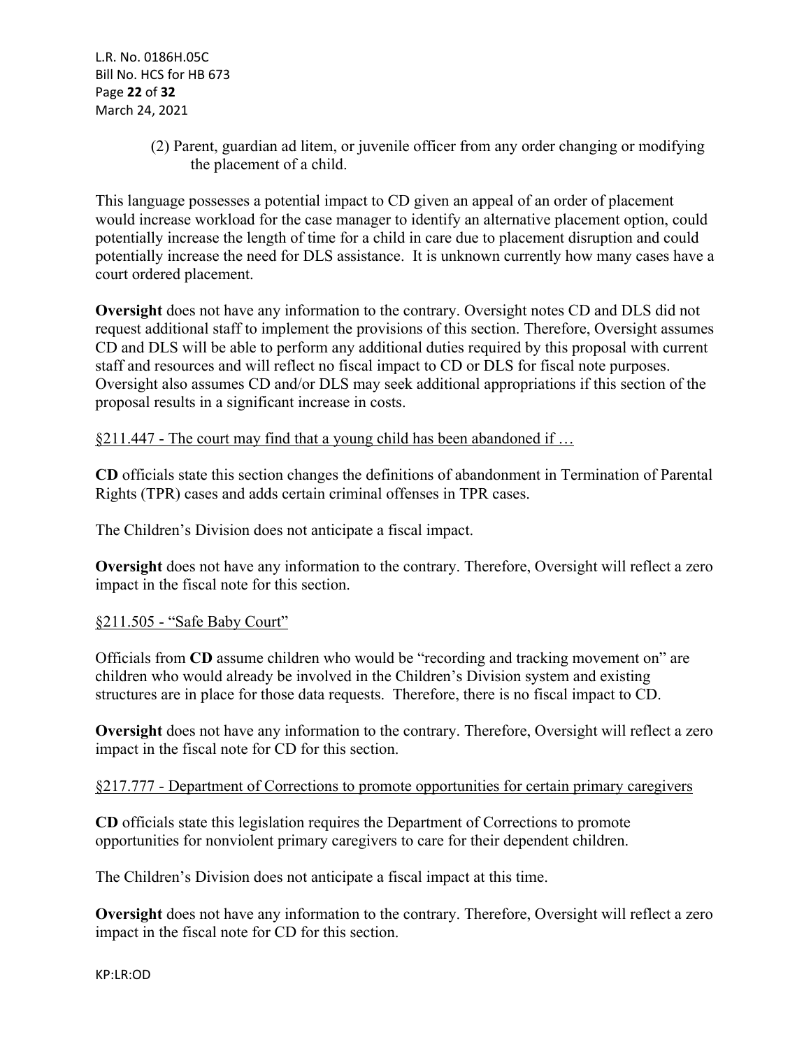(2) Parent, guardian ad litem, or juvenile officer from any order changing or modifying the placement of a child.

This language possesses a potential impact to CD given an appeal of an order of placement would increase workload for the case manager to identify an alternative placement option, could potentially increase the length of time for a child in care due to placement disruption and could potentially increase the need for DLS assistance. It is unknown currently how many cases have a court ordered placement.

**Oversight** does not have any information to the contrary. Oversight notes CD and DLS did not request additional staff to implement the provisions of this section. Therefore, Oversight assumes CD and DLS will be able to perform any additional duties required by this proposal with current staff and resources and will reflect no fiscal impact to CD or DLS for fiscal note purposes. Oversight also assumes CD and/or DLS may seek additional appropriations if this section of the proposal results in a significant increase in costs.

§211.447 - The court may find that a young child has been abandoned if …

**CD** officials state this section changes the definitions of abandonment in Termination of Parental Rights (TPR) cases and adds certain criminal offenses in TPR cases.

The Children's Division does not anticipate a fiscal impact.

**Oversight** does not have any information to the contrary. Therefore, Oversight will reflect a zero impact in the fiscal note for this section.

§211.505 - "Safe Baby Court"

Officials from **CD** assume children who would be "recording and tracking movement on" are children who would already be involved in the Children's Division system and existing structures are in place for those data requests. Therefore, there is no fiscal impact to CD.

**Oversight** does not have any information to the contrary. Therefore, Oversight will reflect a zero impact in the fiscal note for CD for this section.

§217.777 - Department of Corrections to promote opportunities for certain primary caregivers

**CD** officials state this legislation requires the Department of Corrections to promote opportunities for nonviolent primary caregivers to care for their dependent children.

The Children's Division does not anticipate a fiscal impact at this time.

**Oversight** does not have any information to the contrary. Therefore, Oversight will reflect a zero impact in the fiscal note for CD for this section.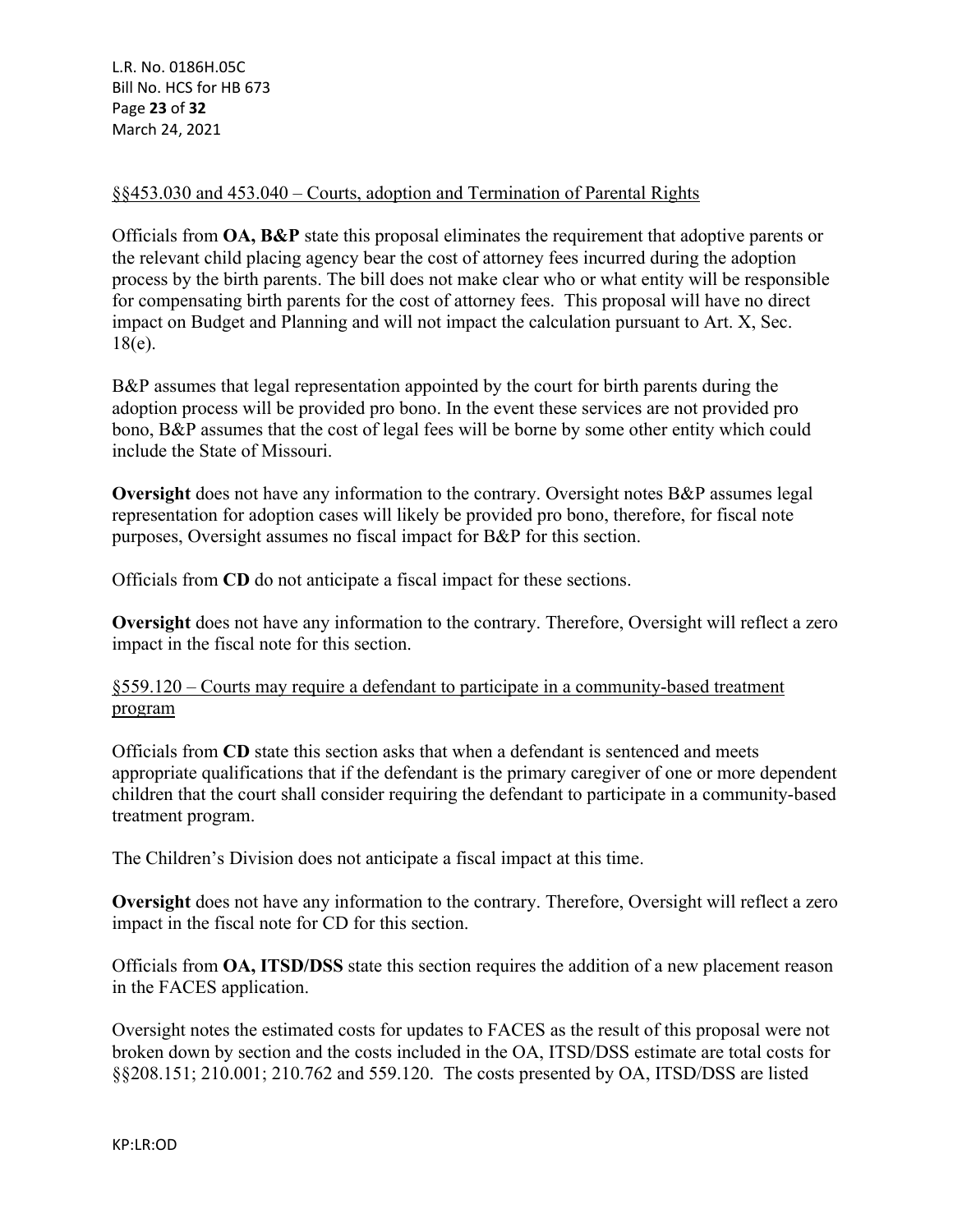§§453.030 and 453.040 – Courts, adoption and Termination of Parental Rights

Officials from **OA, B&P** state this proposal eliminates the requirement that adoptive parents or the relevant child placing agency bear the cost of attorney fees incurred during the adoption process by the birth parents. The bill does not make clear who or what entity will be responsible for compensating birth parents for the cost of attorney fees. This proposal will have no direct impact on Budget and Planning and will not impact the calculation pursuant to Art. X, Sec. 18(e).

B&P assumes that legal representation appointed by the court for birth parents during the adoption process will be provided pro bono. In the event these services are not provided pro bono, B&P assumes that the cost of legal fees will be borne by some other entity which could include the State of Missouri.

**Oversight** does not have any information to the contrary. Oversight notes B&P assumes legal representation for adoption cases will likely be provided pro bono, therefore, for fiscal note purposes, Oversight assumes no fiscal impact for B&P for this section.

Officials from **CD** do not anticipate a fiscal impact for these sections.

**Oversight** does not have any information to the contrary. Therefore, Oversight will reflect a zero impact in the fiscal note for this section.

§559.120 – Courts may require a defendant to participate in a community-based treatment program

Officials from **CD** state this section asks that when a defendant is sentenced and meets appropriate qualifications that if the defendant is the primary caregiver of one or more dependent children that the court shall consider requiring the defendant to participate in a community-based treatment program.

The Children's Division does not anticipate a fiscal impact at this time.

**Oversight** does not have any information to the contrary. Therefore, Oversight will reflect a zero impact in the fiscal note for CD for this section.

Officials from **OA, ITSD/DSS** state this section requires the addition of a new placement reason in the FACES application.

Oversight notes the estimated costs for updates to FACES as the result of this proposal were not broken down by section and the costs included in the OA, ITSD/DSS estimate are total costs for §§208.151; 210.001; 210.762 and 559.120. The costs presented by OA, ITSD/DSS are listed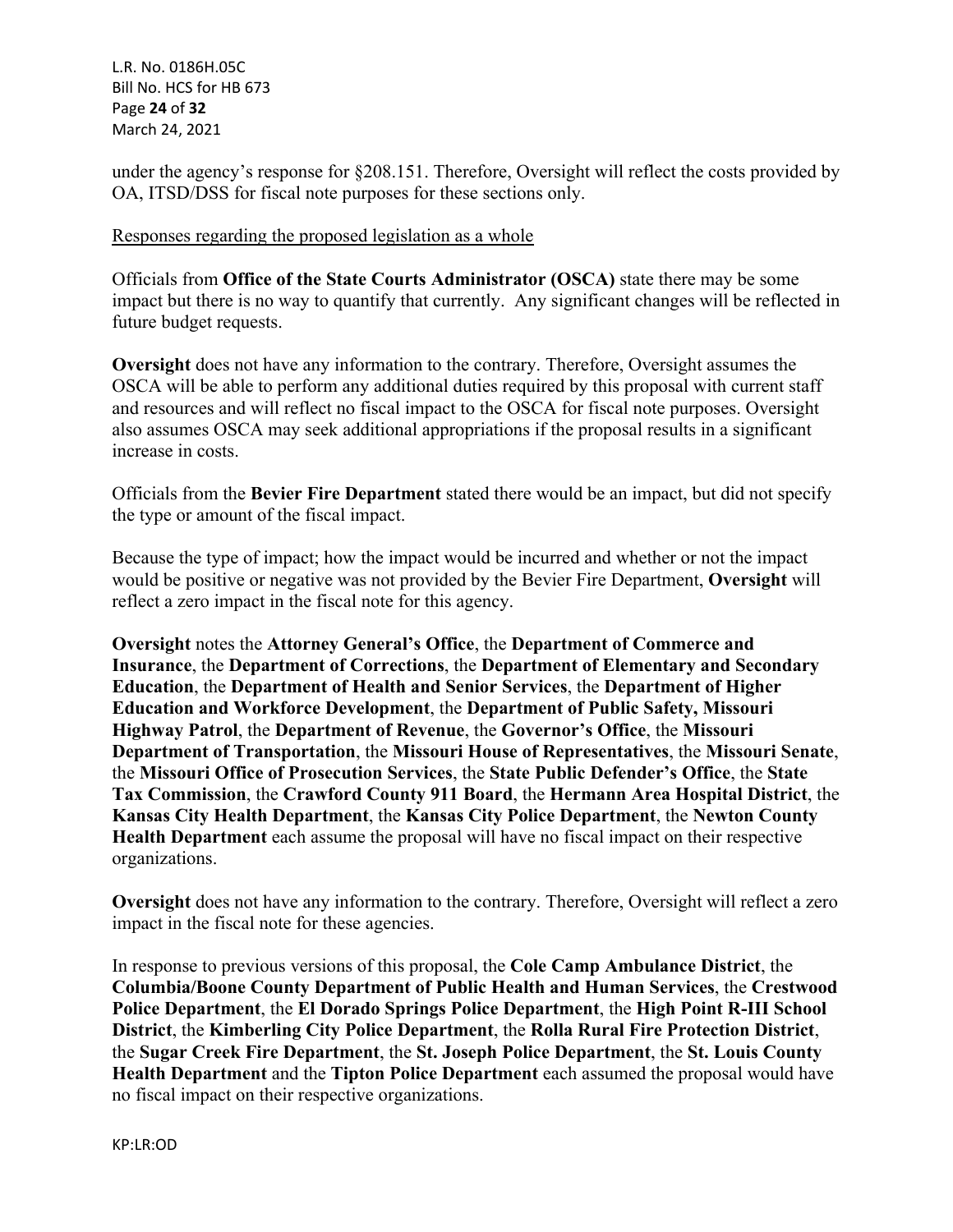under the agency's response for §208.151. Therefore, Oversight will reflect the costs provided by OA, ITSD/DSS for fiscal note purposes for these sections only.

<u>Responses regarding the proposed legislation as a whole</u>

Officials from **Office of the State Courts Administrator (OSCA)** state there may be some impact but there is no way to quantify that currently. Any significant changes will be reflected in future budget requests.

**Oversight** does not have any information to the contrary. Therefore, Oversight assumes the OSCA will be able to perform any additional duties required by this proposal with current staff and resources and will reflect no fiscal impact to the OSCA for fiscal note purposes. Oversight also assumes OSCA may seek additional appropriations if the proposal results in a significant increase in costs.

Officials from the **Bevier Fire Department** stated there would be an impact, but did not specify the type or amount of the fiscal impact.

Because the type of impact; how the impact would be incurred and whether or not the impact would be positive or negative was not provided by the Bevier Fire Department, **Oversight** will reflect a zero impact in the fiscal note for this agency.

**Oversight** notes the **Attorney General's Office**, the **Department of Commerce and Insurance**, the **Department of Corrections**, the **Department of Elementary and Secondary Education**, the **Department of Health and Senior Services**, the **Department of Higher Education and Workforce Development**, the **Department of Public Safety, Missouri Highway Patrol**, the **Department of Revenue**, the **Governor's Office**, the **Missouri Department of Transportation**, the **Missouri House of Representatives**, the **Missouri Senate**, the **Missouri Office of Prosecution Services**, the **State Public Defender's Office**, the **State Tax Commission**, the **Crawford County 911 Board**, the **Hermann Area Hospital District**, the **Kansas City Health Department**, the **Kansas City Police Department**, the **Newton County Health Department** each assume the proposal will have no fiscal impact on their respective organizations.

**Oversight** does not have any information to the contrary. Therefore, Oversight will reflect a zero impact in the fiscal note for these agencies.

In response to previous versions of this proposal, the **Cole Camp Ambulance District**, the **Columbia/Boone County Department of Public Health and Human Services**, the **Crestwood Police Department**, the **El Dorado Springs Police Department**, the **High Point R-III School District**, the **Kimberling City Police Department**, the **Rolla Rural Fire Protection District**, the **Sugar Creek Fire Department**, the **St. Joseph Police Department**, the **St. Louis County Health Department** and the **Tipton Police Department** each assumed the proposal would have no fiscal impact on their respective organizations.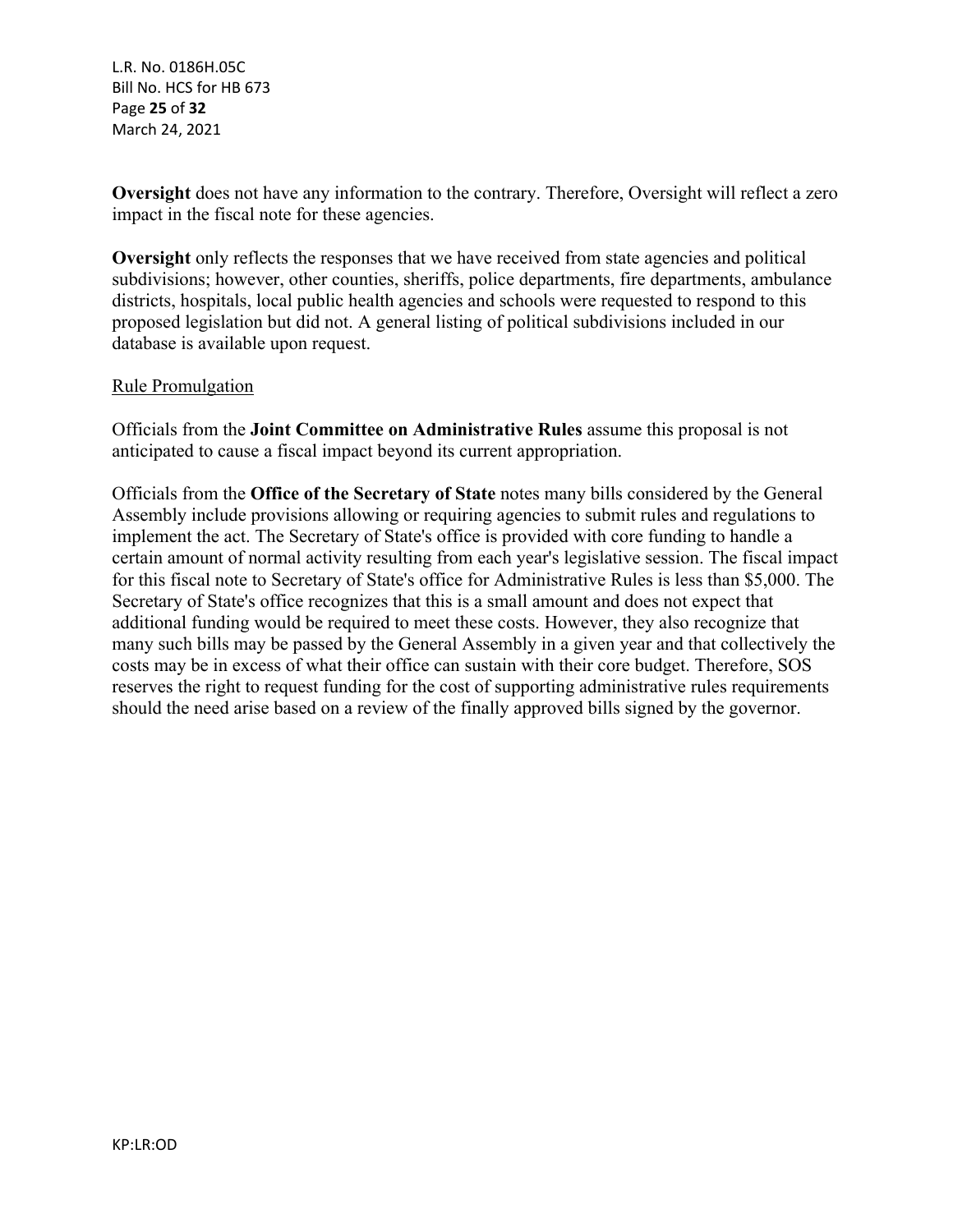**Oversight** does not have any information to the contrary. Therefore, Oversight will reflect a zero impact in the fiscal note for these agencies.

**Oversight** only reflects the responses that we have received from state agencies and political subdivisions; however, other counties, sheriffs, police departments, fire departments, ambulance districts, hospitals, local public health agencies and schools were requested to respond to this proposed legislation but did not. A general listing of political subdivisions included in our database is available upon request.

<u>Rule Promulgation</u>

Officials from the **Joint Committee on Administrative Rules** assume this proposal is not anticipated to cause a fiscal impact beyond its current appropriation.

Officials from the **Office of the Secretary of State** notes many bills considered by the General Assembly include provisions allowing or requiring agencies to submit rules and regulations to implement the act. The Secretary of State's office is provided with core funding to handle a certain amount of normal activity resulting from each year's legislative session. The fiscal impact for this fiscal note to Secretary of State's office for Administrative Rules is less than $5,000. The Secretary of State's office recognizes that this is a small amount and does not expect that additional funding would be required to meet these costs. However, they also recognize that many such bills may be passed by the General Assembly in a given year and that collectively the costs may be in excess of what their office can sustain with their core budget. Therefore, SOS reserves the right to request funding for the cost of supporting administrative rules requirements should the need arise based on a review of the finally approved bills signed by the governor.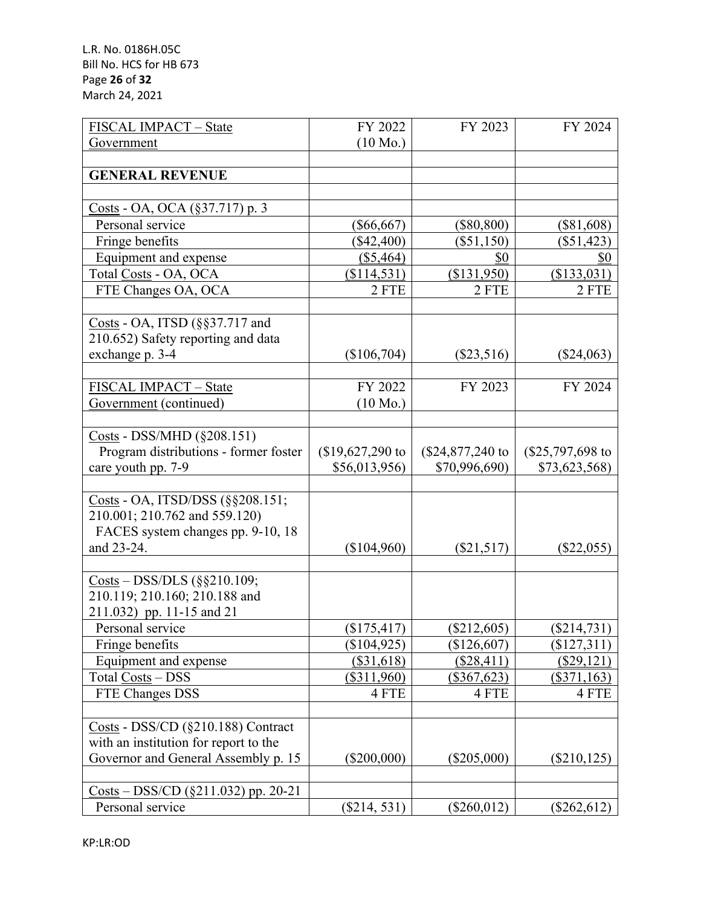| FISCAL IMPACT – State Government | FY 2022 (10 Mo.) | FY 2023 | FY 2024 |
|---|---|---|---|
| | | | |
| **GENERAL REVENUE** | | | |
| | | | |
| Costs - OA, OCA (§37.717) p. 3 | | | |
| Personal service | ($66,667) | ($80,800) | ($81,608) |
| Fringe benefits | ($42,400) | ($51,150) | ($51,423) |
| Equipment and expense | ($5,464) | $0 | $0 |
| Total Costs - OA, OCA | ($114,531) | ($131,950) | ($133,031) |
| FTE Changes OA, OCA | 2 FTE | 2 FTE | 2 FTE |
| | | | |
| Costs - OA, ITSD (§§37.717 and 210.652) Safety reporting and data exchange p. 3-4 | ($106,704) | ($23,516) | ($24,063) |
| | | | |
| FISCAL IMPACT – State Government (continued) | FY 2022 (10 Mo.) | FY 2023 | FY 2024 |
| | | | |
| Costs - DSS/MHD (§208.151) Program distributions - former foster care youth pp. 7-9 | ($19,627,290 to $56,013,956) | ($24,877,240 to $70,996,690) | ($25,797,698 to $73,623,568) |
| | | | |
| Costs - OA, ITSD/DSS (§§208.151; 210.001; 210.762 and 559.120) FACES system changes pp. 9-10, 18 and 23-24. | ($104,960) | ($21,517) | ($22,055) |
| | | | |
| Costs – DSS/DLS (§§210.109; 210.119; 210.160; 210.188 and 211.032) pp. 11-15 and 21 | | | |
| Personal service | ($175,417) | ($212,605) | ($214,731) |
| Fringe benefits | ($104,925) | ($126,607) | ($127,311) |
| Equipment and expense | ($31,618) | ($28,411) | ($29,121) |
| Total Costs – DSS | ($311,960) | ($367,623) | ($371,163) |
| FTE Changes DSS | 4 FTE | 4 FTE | 4 FTE |
| | | | |
| Costs - DSS/CD (§210.188) Contract with an institution for report to the Governor and General Assembly p. 15 | ($200,000) | ($205,000) | ($210,125) |
| | | | |
| Costs – DSS/CD (§211.032) pp. 20-21 | | | |
| Personal service | ($214, 531) | ($260,012) | ($262,612) |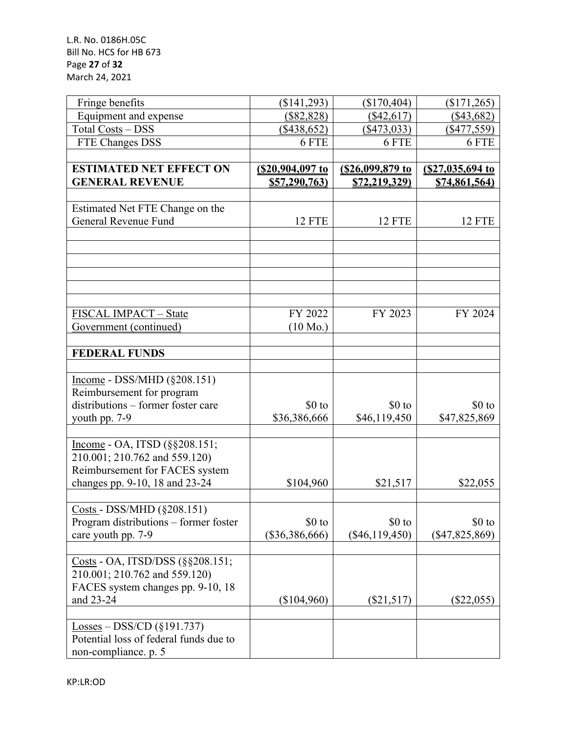| | | | |
|---|---|---|---|
| Fringe benefits | ($141,293) | ($170,404) | ($171,265) |
| Equipment and expense | ($82,828) | ($42,617) | ($43,682) |
| Total Costs – DSS | ($438,652) | ($473,033) | ($477,559) |
| FTE Changes DSS | 6 FTE | 6 FTE | 6 FTE |
| | | | |
| **ESTIMATED NET EFFECT ON GENERAL REVENUE** | **($20,904,097 to $57,290,763)** | **($26,099,879 to $72,219,329)** | **($27,035,694 to $74,861,564)** |
| | | | |
| Estimated Net FTE Change on the General Revenue Fund | 12 FTE | 12 FTE | 12 FTE |

| FISCAL IMPACT – State Government (continued) | FY 2022 (10 Mo.) | FY 2023 | FY 2024 |
|---|---|---|---|
| | | | |
| **FEDERAL FUNDS** | | | |
| | | | |
| Income - DSS/MHD (§208.151) Reimbursement for program distributions – former foster care youth pp. 7-9 | $0 to $36,386,666 | $0 to $46,119,450 | $0 to $47,825,869 |
| | | | |
| Income - OA, ITSD (§§208.151; 210.001; 210.762 and 559.120) Reimbursement for FACES system changes pp. 9-10, 18 and 23-24 | $104,960 | $21,517 | $22,055 |
| | | | |
| Costs - DSS/MHD (§208.151) Program distributions – former foster care youth pp. 7-9 | $0 to ($36,386,666) | $0 to ($46,119,450) | $0 to ($47,825,869) |
| | | | |
| Costs - OA, ITSD/DSS (§§208.151; 210.001; 210.762 and 559.120) FACES system changes pp. 9-10, 18 and 23-24 | ($104,960) | ($21,517) | ($22,055) |
| | | | |
| Losses – DSS/CD (§191.737) Potential loss of federal funds due to non-compliance. p. 5 | | | |

KP:LR:OD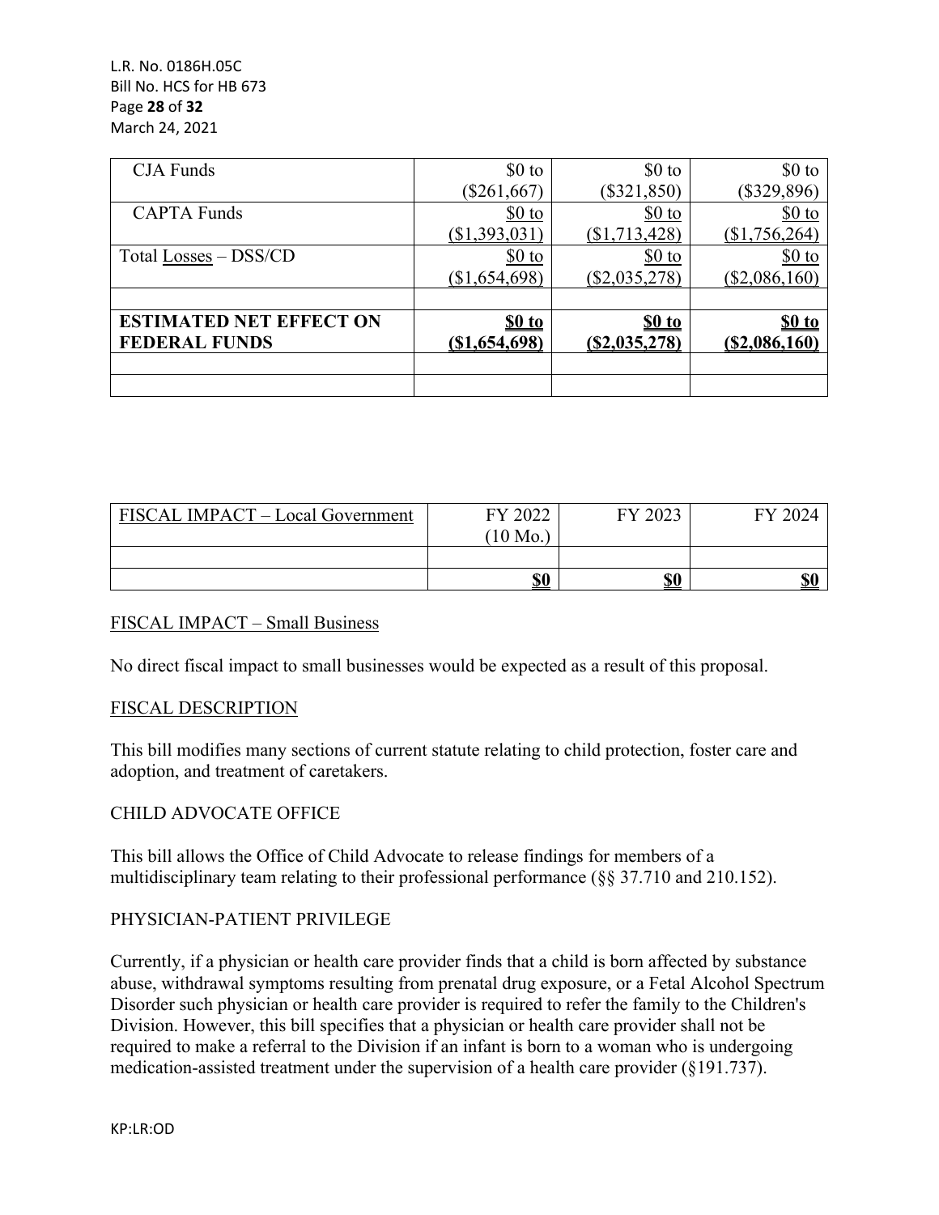| | | | |
|---|---|---|---|
| CJA Funds | $0 to ($261,667) | $0 to ($321,850) | $0 to ($329,896) |
| CAPTA Funds | $0 to ($1,393,031) | $0 to ($1,713,428) | $0 to ($1,756,264) |
| Total Losses – DSS/CD | $0 to ($1,654,698) | $0 to ($2,035,278) | $0 to ($2,086,160) |
| | | | |
| **ESTIMATED NET EFFECT ON FEDERAL FUNDS** | **$0 to ($1,654,698)** | **$0 to ($2,035,278)** | **$0 to ($2,086,160)** |
| | | | |
| | | | |

| FISCAL IMPACT – Local Government | FY 2022 (10 Mo.) | FY 2023 | FY 2024 |
|---|---|---|---|
| | | | |
| | **$0** | **$0** | **$0** |

FISCAL IMPACT – Small Business

No direct fiscal impact to small businesses would be expected as a result of this proposal.

FISCAL DESCRIPTION

This bill modifies many sections of current statute relating to child protection, foster care and adoption, and treatment of caretakers.

CHILD ADVOCATE OFFICE

This bill allows the Office of Child Advocate to release findings for members of a multidisciplinary team relating to their professional performance (§§ 37.710 and 210.152).

PHYSICIAN-PATIENT PRIVILEGE

Currently, if a physician or health care provider finds that a child is born affected by substance abuse, withdrawal symptoms resulting from prenatal drug exposure, or a Fetal Alcohol Spectrum Disorder such physician or health care provider is required to refer the family to the Children's Division. However, this bill specifies that a physician or health care provider shall not be required to make a referral to the Division if an infant is born to a woman who is undergoing medication-assisted treatment under the supervision of a health care provider (§191.737).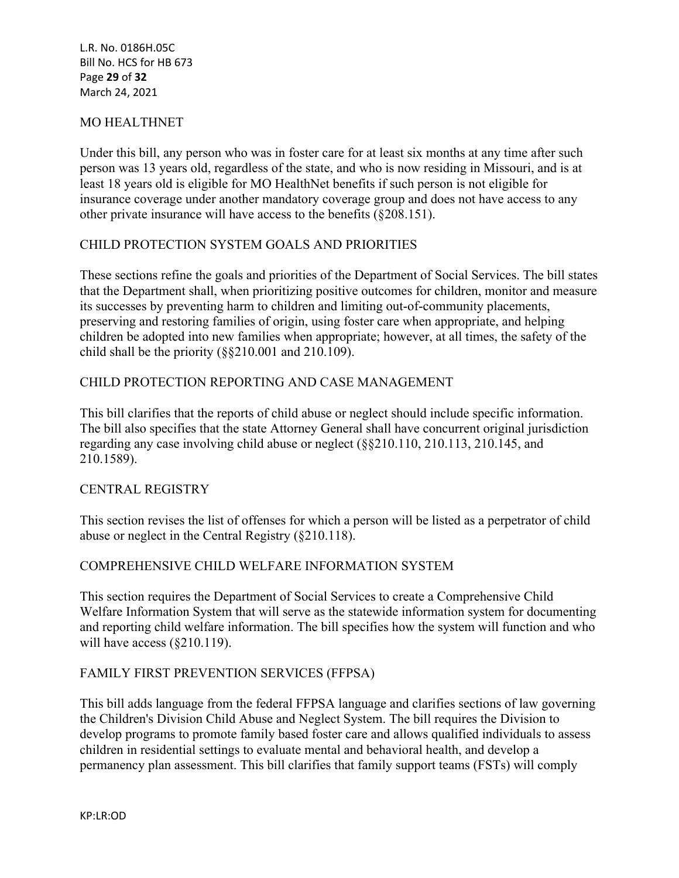## MO HEALTHNET

Under this bill, any person who was in foster care for at least six months at any time after such person was 13 years old, regardless of the state, and who is now residing in Missouri, and is at least 18 years old is eligible for MO HealthNet benefits if such person is not eligible for insurance coverage under another mandatory coverage group and does not have access to any other private insurance will have access to the benefits (§208.151).

## CHILD PROTECTION SYSTEM GOALS AND PRIORITIES

These sections refine the goals and priorities of the Department of Social Services. The bill states that the Department shall, when prioritizing positive outcomes for children, monitor and measure its successes by preventing harm to children and limiting out-of-community placements, preserving and restoring families of origin, using foster care when appropriate, and helping children be adopted into new families when appropriate; however, at all times, the safety of the child shall be the priority (§§210.001 and 210.109).

## CHILD PROTECTION REPORTING AND CASE MANAGEMENT

This bill clarifies that the reports of child abuse or neglect should include specific information. The bill also specifies that the state Attorney General shall have concurrent original jurisdiction regarding any case involving child abuse or neglect (§§210.110, 210.113, 210.145, and 210.1589).

## CENTRAL REGISTRY

This section revises the list of offenses for which a person will be listed as a perpetrator of child abuse or neglect in the Central Registry (§210.118).

## COMPREHENSIVE CHILD WELFARE INFORMATION SYSTEM

This section requires the Department of Social Services to create a Comprehensive Child Welfare Information System that will serve as the statewide information system for documenting and reporting child welfare information. The bill specifies how the system will function and who will have access (§210.119).

## FAMILY FIRST PREVENTION SERVICES (FFPSA)

This bill adds language from the federal FFPSA language and clarifies sections of law governing the Children's Division Child Abuse and Neglect System. The bill requires the Division to develop programs to promote family based foster care and allows qualified individuals to assess children in residential settings to evaluate mental and behavioral health, and develop a permanency plan assessment. This bill clarifies that family support teams (FSTs) will comply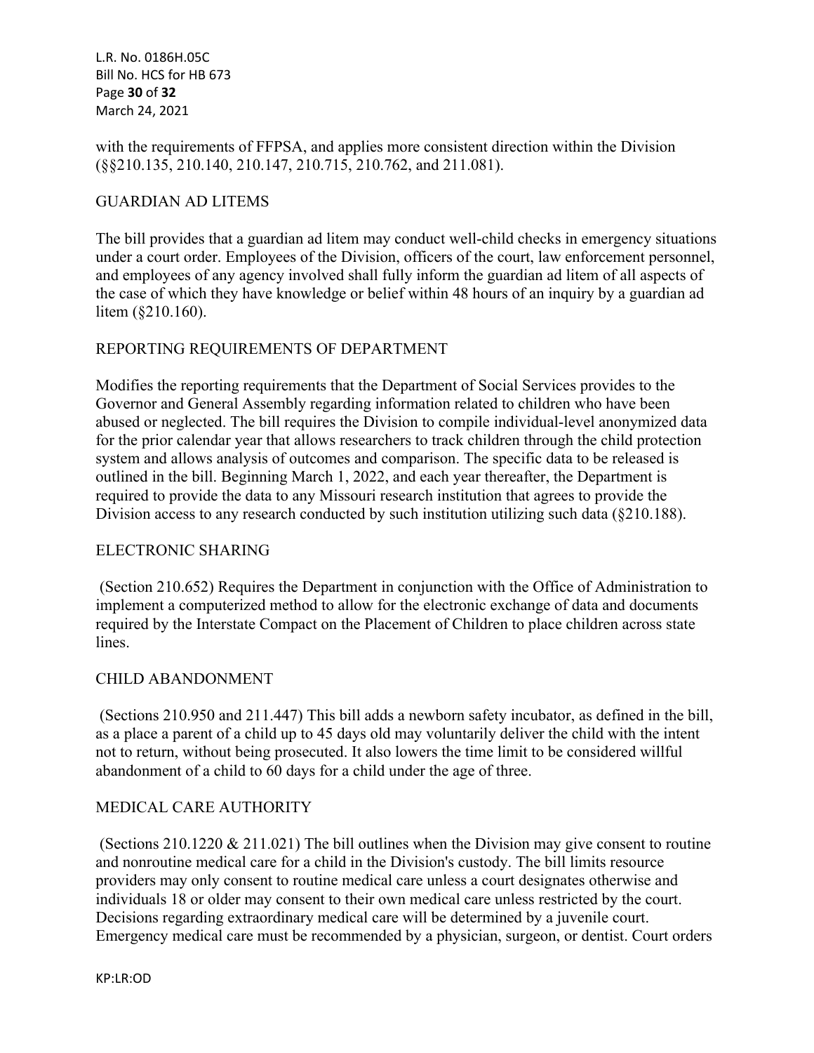with the requirements of FFPSA, and applies more consistent direction within the Division (§§210.135, 210.140, 210.147, 210.715, 210.762, and 211.081).

## GUARDIAN AD LITEMS

The bill provides that a guardian ad litem may conduct well-child checks in emergency situations under a court order. Employees of the Division, officers of the court, law enforcement personnel, and employees of any agency involved shall fully inform the guardian ad litem of all aspects of the case of which they have knowledge or belief within 48 hours of an inquiry by a guardian ad litem (§210.160).

## REPORTING REQUIREMENTS OF DEPARTMENT

Modifies the reporting requirements that the Department of Social Services provides to the Governor and General Assembly regarding information related to children who have been abused or neglected. The bill requires the Division to compile individual-level anonymized data for the prior calendar year that allows researchers to track children through the child protection system and allows analysis of outcomes and comparison. The specific data to be released is outlined in the bill. Beginning March 1, 2022, and each year thereafter, the Department is required to provide the data to any Missouri research institution that agrees to provide the Division access to any research conducted by such institution utilizing such data (§210.188).

## ELECTRONIC SHARING

(Section 210.652) Requires the Department in conjunction with the Office of Administration to implement a computerized method to allow for the electronic exchange of data and documents required by the Interstate Compact on the Placement of Children to place children across state lines.

## CHILD ABANDONMENT

(Sections 210.950 and 211.447) This bill adds a newborn safety incubator, as defined in the bill, as a place a parent of a child up to 45 days old may voluntarily deliver the child with the intent not to return, without being prosecuted. It also lowers the time limit to be considered willful abandonment of a child to 60 days for a child under the age of three.

## MEDICAL CARE AUTHORITY

(Sections 210.1220 & 211.021) The bill outlines when the Division may give consent to routine and nonroutine medical care for a child in the Division's custody. The bill limits resource providers may only consent to routine medical care unless a court designates otherwise and individuals 18 or older may consent to their own medical care unless restricted by the court. Decisions regarding extraordinary medical care will be determined by a juvenile court. Emergency medical care must be recommended by a physician, surgeon, or dentist. Court orders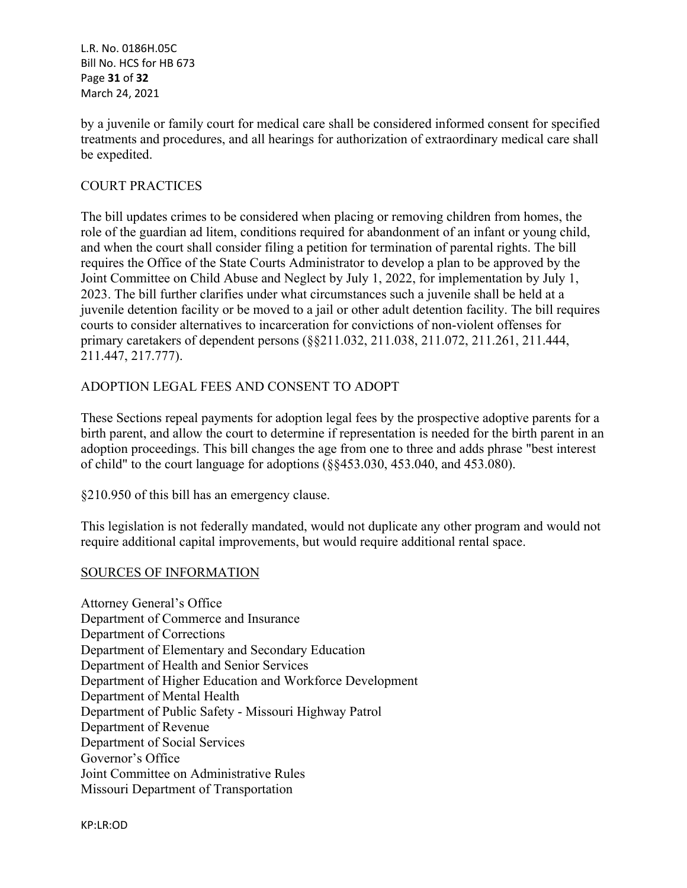by a juvenile or family court for medical care shall be considered informed consent for specified treatments and procedures, and all hearings for authorization of extraordinary medical care shall be expedited.

COURT PRACTICES

The bill updates crimes to be considered when placing or removing children from homes, the role of the guardian ad litem, conditions required for abandonment of an infant or young child, and when the court shall consider filing a petition for termination of parental rights. The bill requires the Office of the State Courts Administrator to develop a plan to be approved by the Joint Committee on Child Abuse and Neglect by July 1, 2022, for implementation by July 1, 2023. The bill further clarifies under what circumstances such a juvenile shall be held at a juvenile detention facility or be moved to a jail or other adult detention facility. The bill requires courts to consider alternatives to incarceration for convictions of non-violent offenses for primary caretakers of dependent persons (§§211.032, 211.038, 211.072, 211.261, 211.444, 211.447, 217.777).

ADOPTION LEGAL FEES AND CONSENT TO ADOPT

These Sections repeal payments for adoption legal fees by the prospective adoptive parents for a birth parent, and allow the court to determine if representation is needed for the birth parent in an adoption proceedings. This bill changes the age from one to three and adds phrase "best interest of child" to the court language for adoptions (§§453.030, 453.040, and 453.080).

§210.950 of this bill has an emergency clause.

This legislation is not federally mandated, would not duplicate any other program and would not require additional capital improvements, but would require additional rental space.

SOURCES OF INFORMATION

Attorney General's Office
Department of Commerce and Insurance
Department of Corrections
Department of Elementary and Secondary Education
Department of Health and Senior Services
Department of Higher Education and Workforce Development
Department of Mental Health
Department of Public Safety - Missouri Highway Patrol
Department of Revenue
Department of Social Services
Governor's Office
Joint Committee on Administrative Rules
Missouri Department of Transportation

KP:LR:OD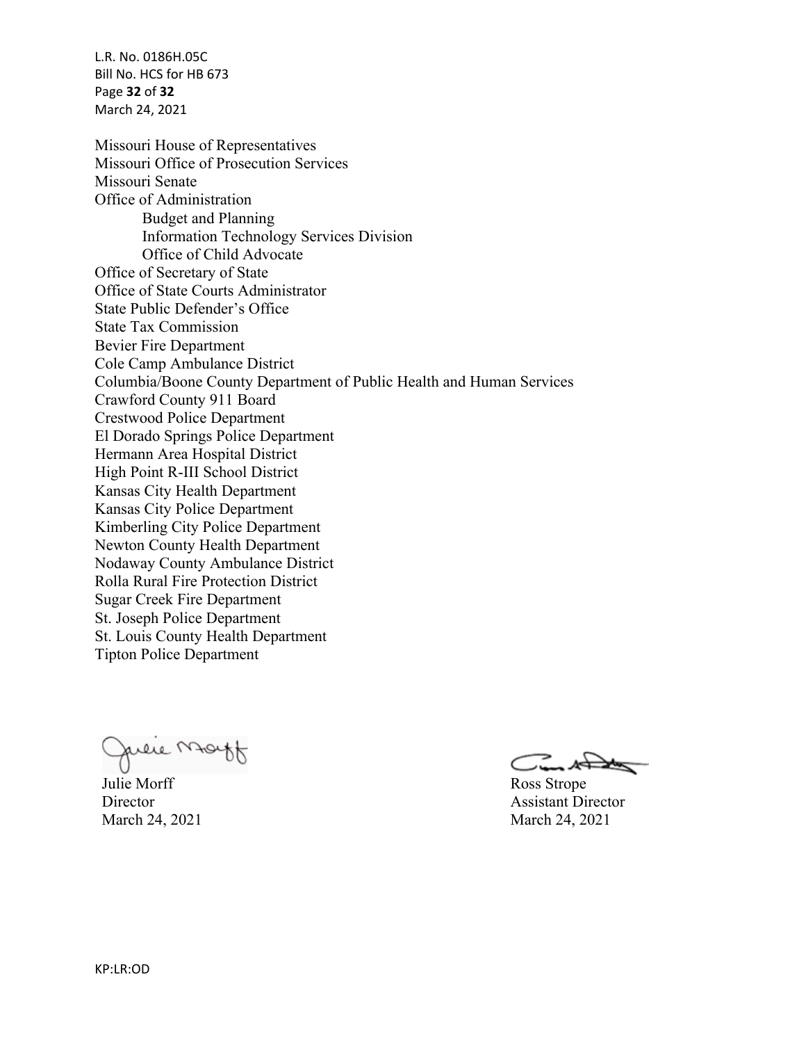Missouri House of Representatives
Missouri Office of Prosecution Services
Missouri Senate
Office of Administration
  - Budget and Planning
  - Information Technology Services Division
  - Office of Child Advocate

Office of Secretary of State
Office of State Courts Administrator
State Public Defender's Office
State Tax Commission
Bevier Fire Department
Cole Camp Ambulance District
Columbia/Boone County Department of Public Health and Human Services
Crawford County 911 Board
Crestwood Police Department
El Dorado Springs Police Department
Hermann Area Hospital District
High Point R-III School District
Kansas City Health Department
Kansas City Police Department
Kimberling City Police Department
Newton County Health Department
Nodaway County Ambulance District
Rolla Rural Fire Protection District
Sugar Creek Fire Department
St. Joseph Police Department
St. Louis County Health Department
Tipton Police Department

| | |
|---|---|
| Julie Morff | Ross Strope |
| Director | Assistant Director |
| March 24, 2021 | March 24, 2021 |

KP:LR:OD